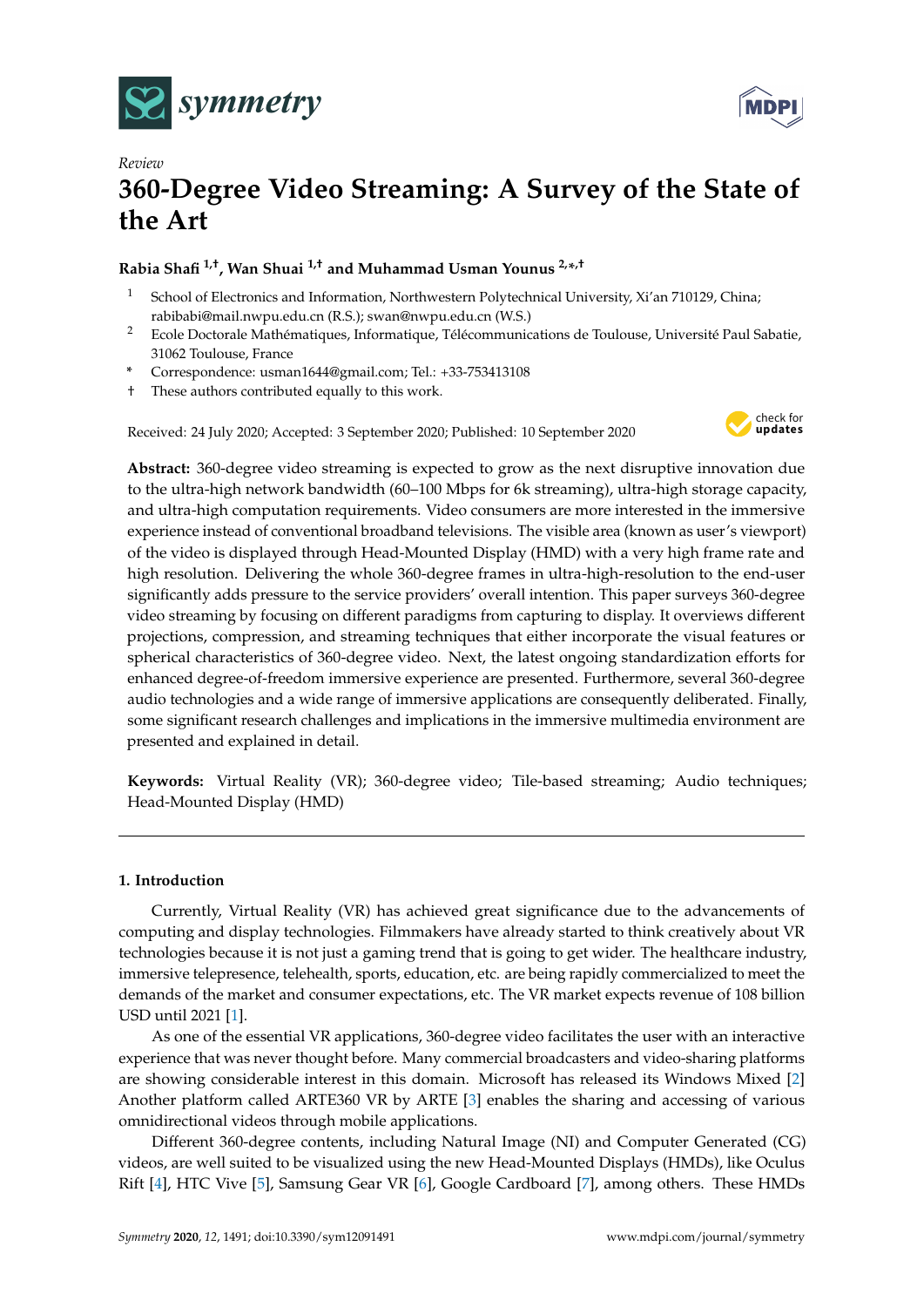*Review*

# 360-Degree Video Streaming: A Survey of the State of the Art

**Rabia Shafi [1,†], Wan Shuai [1,†] and Muhammad Usman Younus [2,*,†]**

1 School of Electronics and Information, Northwestern Polytechnical University, Xi'an 710129, China; rabibabi@mail.nwpu.edu.cn (R.S.); swan@nwpu.edu.cn (W.S.)
2 Ecole Doctorale Mathématiques, Informatique, Télécommunications de Toulouse, Université Paul Sabatie, 31062 Toulouse, France
* Correspondence: usman1644@gmail.com; Tel.: +33-753413108
† These authors contributed equally to this work.

Received: 24 July 2020; Accepted: 3 September 2020; Published: 10 September 2020

**Abstract:** 360-degree video streaming is expected to grow as the next disruptive innovation due to the ultra-high network bandwidth (60–100 Mbps for 6k streaming), ultra-high storage capacity, and ultra-high computation requirements. Video consumers are more interested in the immersive experience instead of conventional broadband televisions. The visible area (known as user's viewport) of the video is displayed through Head-Mounted Display (HMD) with a very high frame rate and high resolution. Delivering the whole 360-degree frames in ultra-high-resolution to the end-user significantly adds pressure to the service providers' overall intention. This paper surveys 360-degree video streaming by focusing on different paradigms from capturing to display. It overviews different projections, compression, and streaming techniques that either incorporate the visual features or spherical characteristics of 360-degree video. Next, the latest ongoing standardization efforts for enhanced degree-of-freedom immersive experience are presented. Furthermore, several 360-degree audio technologies and a wide range of immersive applications are consequently deliberated. Finally, some significant research challenges and implications in the immersive multimedia environment are presented and explained in detail.

**Keywords:** Virtual Reality (VR); 360-degree video; Tile-based streaming; Audio techniques; Head-Mounted Display (HMD)

## 1. Introduction

Currently, Virtual Reality (VR) has achieved great significance due to the advancements of computing and display technologies. Filmmakers have already started to think creatively about VR technologies because it is not just a gaming trend that is going to get wider. The healthcare industry, immersive telepresence, telehealth, sports, education, etc. are being rapidly commercialized to meet the demands of the market and consumer expectations, etc. The VR market expects revenue of 108 billion USD until 2021 [1].

As one of the essential VR applications, 360-degree video facilitates the user with an interactive experience that was never thought before. Many commercial broadcasters and video-sharing platforms are showing considerable interest in this domain. Microsoft has released its Windows Mixed [2] Another platform called ARTE360 VR by ARTE [3] enables the sharing and accessing of various omnidirectional videos through mobile applications.

Different 360-degree contents, including Natural Image (NI) and Computer Generated (CG) videos, are well suited to be visualized using the new Head-Mounted Displays (HMDs), like Oculus Rift [4], HTC Vive [5], Samsung Gear VR [6], Google Cardboard [7], among others. These HMDs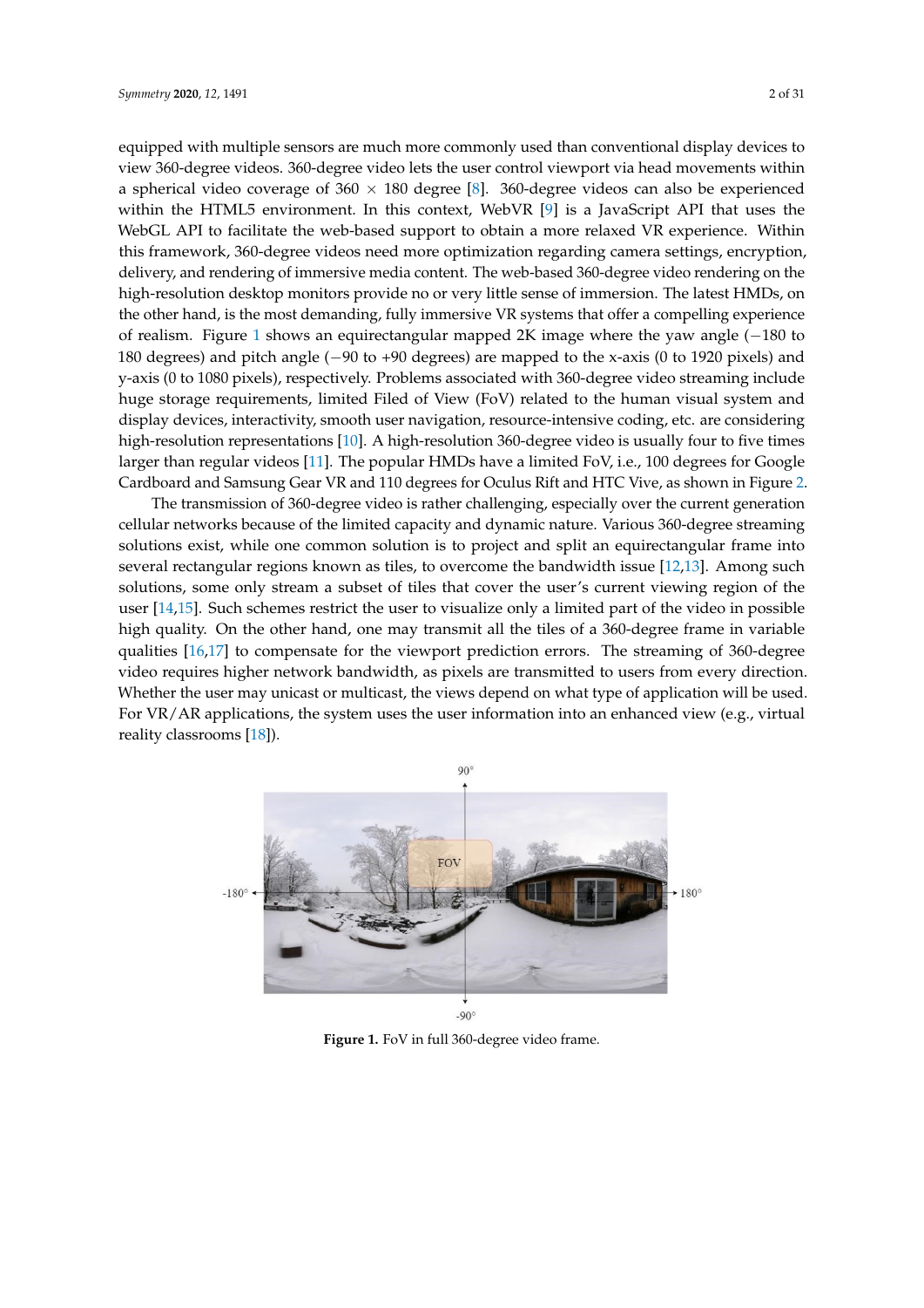equipped with multiple sensors are much more commonly used than conventional display devices to view 360-degree videos. 360-degree video lets the user control viewport via head movements within a spherical video coverage of 360 × 180 degree [8]. 360-degree videos can also be experienced within the HTML5 environment. In this context, WebVR [9] is a JavaScript API that uses the WebGL API to facilitate the web-based support to obtain a more relaxed VR experience. Within this framework, 360-degree videos need more optimization regarding camera settings, encryption, delivery, and rendering of immersive media content. The web-based 360-degree video rendering on the high-resolution desktop monitors provide no or very little sense of immersion. The latest HMDs, on the other hand, is the most demanding, fully immersive VR systems that offer a compelling experience of realism. Figure 1 shows an equirectangular mapped 2K image where the yaw angle (−180 to 180 degrees) and pitch angle (−90 to +90 degrees) are mapped to the x-axis (0 to 1920 pixels) and y-axis (0 to 1080 pixels), respectively. Problems associated with 360-degree video streaming include huge storage requirements, limited Filed of View (FoV) related to the human visual system and display devices, interactivity, smooth user navigation, resource-intensive coding, etc. are considering high-resolution representations [10]. A high-resolution 360-degree video is usually four to five times larger than regular videos [11]. The popular HMDs have a limited FoV, i.e., 100 degrees for Google Cardboard and Samsung Gear VR and 110 degrees for Oculus Rift and HTC Vive, as shown in Figure 2.

The transmission of 360-degree video is rather challenging, especially over the current generation cellular networks because of the limited capacity and dynamic nature. Various 360-degree streaming solutions exist, while one common solution is to project and split an equirectangular frame into several rectangular regions known as tiles, to overcome the bandwidth issue [12,13]. Among such solutions, some only stream a subset of tiles that cover the user's current viewing region of the user [14,15]. Such schemes restrict the user to visualize only a limited part of the video in possible high quality. On the other hand, one may transmit all the tiles of a 360-degree frame in variable qualities [16,17] to compensate for the viewport prediction errors. The streaming of 360-degree video requires higher network bandwidth, as pixels are transmitted to users from every direction. Whether the user may unicast or multicast, the views depend on what type of application will be used. For VR/AR applications, the system uses the user information into an enhanced view (e.g., virtual reality classrooms [18]).

**Figure 1.** FoV in full 360-degree video frame.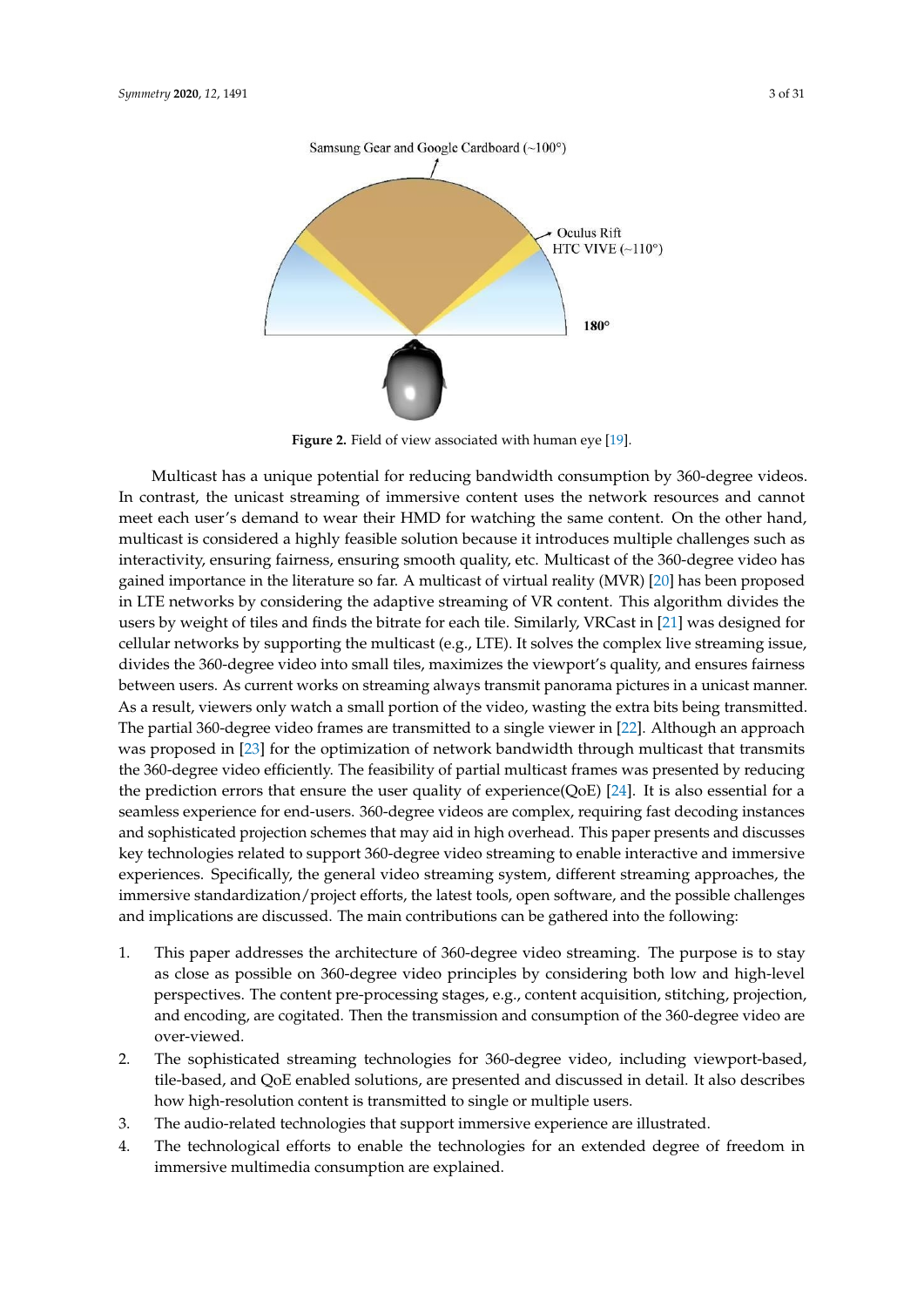Figure 2. Field of view associated with human eye [19].

Multicast has a unique potential for reducing bandwidth consumption by 360-degree videos. In contrast, the unicast streaming of immersive content uses the network resources and cannot meet each user's demand to wear their HMD for watching the same content. On the other hand, multicast is considered a highly feasible solution because it introduces multiple challenges such as interactivity, ensuring fairness, ensuring smooth quality, etc. Multicast of the 360-degree video has gained importance in the literature so far. A multicast of virtual reality (MVR) [20] has been proposed in LTE networks by considering the adaptive streaming of VR content. This algorithm divides the users by weight of tiles and finds the bitrate for each tile. Similarly, VRCast in [21] was designed for cellular networks by supporting the multicast (e.g., LTE). It solves the complex live streaming issue, divides the 360-degree video into small tiles, maximizes the viewport's quality, and ensures fairness between users. As current works on streaming always transmit panorama pictures in a unicast manner. As a result, viewers only watch a small portion of the video, wasting the extra bits being transmitted. The partial 360-degree video frames are transmitted to a single viewer in [22]. Although an approach was proposed in [23] for the optimization of network bandwidth through multicast that transmits the 360-degree video efficiently. The feasibility of partial multicast frames was presented by reducing the prediction errors that ensure the user quality of experience(QoE) [24]. It is also essential for a seamless experience for end-users. 360-degree videos are complex, requiring fast decoding instances and sophisticated projection schemes that may aid in high overhead. This paper presents and discusses key technologies related to support 360-degree video streaming to enable interactive and immersive experiences. Specifically, the general video streaming system, different streaming approaches, the immersive standardization/project efforts, the latest tools, open software, and the possible challenges and implications are discussed. The main contributions can be gathered into the following:

1. This paper addresses the architecture of 360-degree video streaming. The purpose is to stay as close as possible on 360-degree video principles by considering both low and high-level perspectives. The content pre-processing stages, e.g., content acquisition, stitching, projection, and encoding, are cogitated. Then the transmission and consumption of the 360-degree video are over-viewed.
2. The sophisticated streaming technologies for 360-degree video, including viewport-based, tile-based, and QoE enabled solutions, are presented and discussed in detail. It also describes how high-resolution content is transmitted to single or multiple users.
3. The audio-related technologies that support immersive experience are illustrated.
4. The technological efforts to enable the technologies for an extended degree of freedom in immersive multimedia consumption are explained.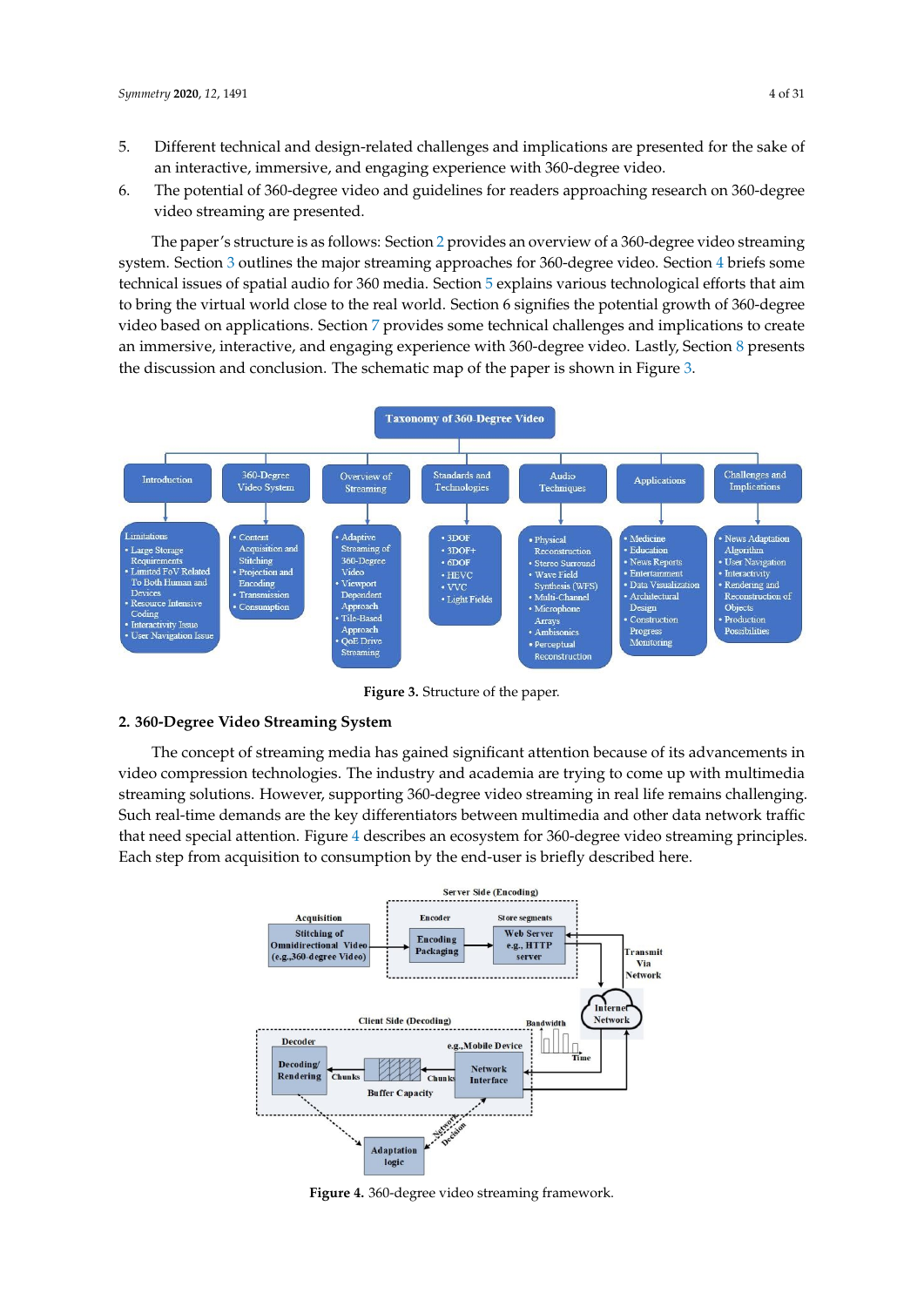5. Different technical and design-related challenges and implications are presented for the sake of an interactive, immersive, and engaging experience with 360-degree video.
6. The potential of 360-degree video and guidelines for readers approaching research on 360-degree video streaming are presented.

The paper's structure is as follows: Section 2 provides an overview of a 360-degree video streaming system. Section 3 outlines the major streaming approaches for 360-degree video. Section 4 briefs some technical issues of spatial audio for 360 media. Section 5 explains various technological efforts that aim to bring the virtual world close to the real world. Section 6 signifies the potential growth of 360-degree video based on applications. Section 7 provides some technical challenges and implications to create an immersive, interactive, and engaging experience with 360-degree video. Lastly, Section 8 presents the discussion and conclusion. The schematic map of the paper is shown in Figure 3.

**Figure 3.** Structure of the paper.

## 2. 360-Degree Video Streaming System

The concept of streaming media has gained significant attention because of its advancements in video compression technologies. The industry and academia are trying to come up with multimedia streaming solutions. However, supporting 360-degree video streaming in real life remains challenging. Such real-time demands are the key differentiators between multimedia and other data network traffic that need special attention. Figure 4 describes an ecosystem for 360-degree video streaming principles. Each step from acquisition to consumption by the end-user is briefly described here.

**Figure 4.** 360-degree video streaming framework.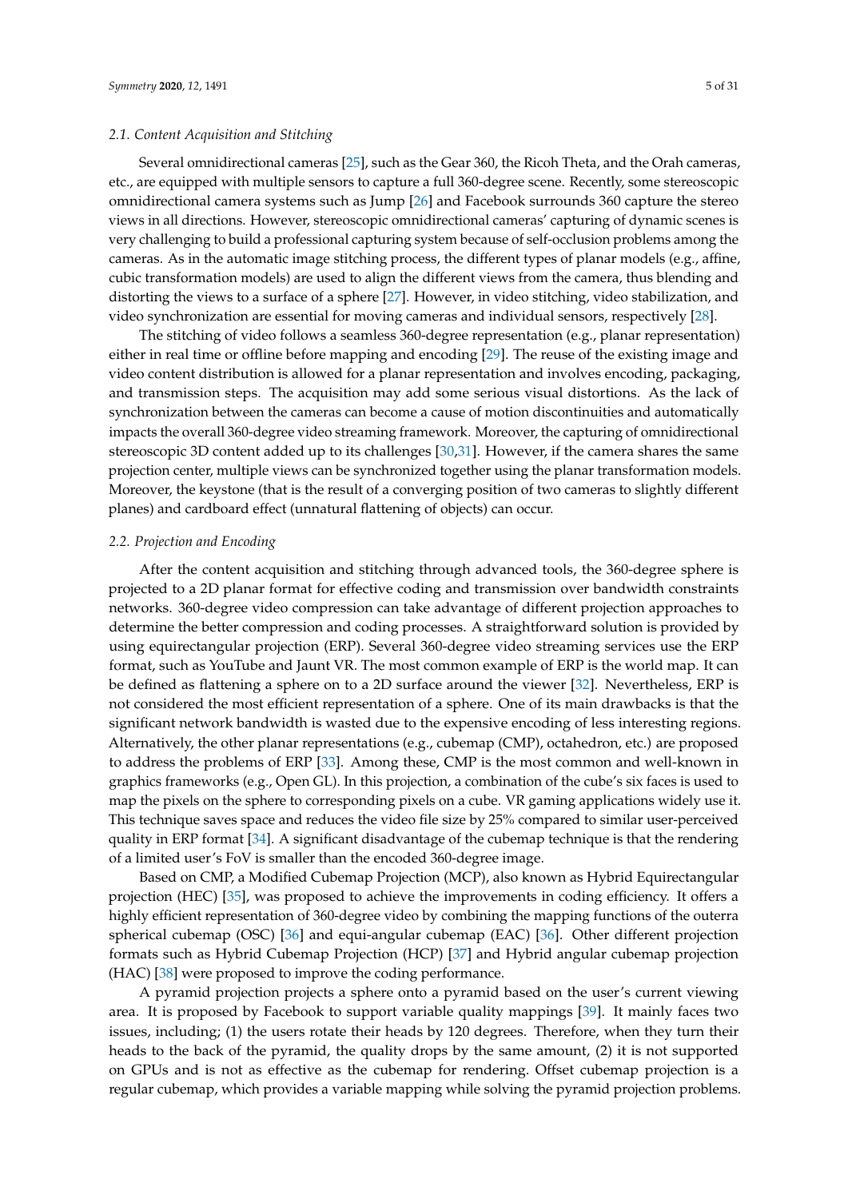### 2.1. Content Acquisition and Stitching

Several omnidirectional cameras [25], such as the Gear 360, the Ricoh Theta, and the Orah cameras, etc., are equipped with multiple sensors to capture a full 360-degree scene. Recently, some stereoscopic omnidirectional camera systems such as Jump [26] and Facebook surrounds 360 capture the stereo views in all directions. However, stereoscopic omnidirectional cameras' capturing of dynamic scenes is very challenging to build a professional capturing system because of self-occlusion problems among the cameras. As in the automatic image stitching process, the different types of planar models (e.g., affine, cubic transformation models) are used to align the different views from the camera, thus blending and distorting the views to a surface of a sphere [27]. However, in video stitching, video stabilization, and video synchronization are essential for moving cameras and individual sensors, respectively [28].

The stitching of video follows a seamless 360-degree representation (e.g., planar representation) either in real time or offline before mapping and encoding [29]. The reuse of the existing image and video content distribution is allowed for a planar representation and involves encoding, packaging, and transmission steps. The acquisition may add some serious visual distortions. As the lack of synchronization between the cameras can become a cause of motion discontinuities and automatically impacts the overall 360-degree video streaming framework. Moreover, the capturing of omnidirectional stereoscopic 3D content added up to its challenges [30,31]. However, if the camera shares the same projection center, multiple views can be synchronized together using the planar transformation models. Moreover, the keystone (that is the result of a converging position of two cameras to slightly different planes) and cardboard effect (unnatural flattening of objects) can occur.

### 2.2. Projection and Encoding

After the content acquisition and stitching through advanced tools, the 360-degree sphere is projected to a 2D planar format for effective coding and transmission over bandwidth constraints networks. 360-degree video compression can take advantage of different projection approaches to determine the better compression and coding processes. A straightforward solution is provided by using equirectangular projection (ERP). Several 360-degree video streaming services use the ERP format, such as YouTube and Jaunt VR. The most common example of ERP is the world map. It can be defined as flattening a sphere on to a 2D surface around the viewer [32]. Nevertheless, ERP is not considered the most efficient representation of a sphere. One of its main drawbacks is that the significant network bandwidth is wasted due to the expensive encoding of less interesting regions. Alternatively, the other planar representations (e.g., cubemap (CMP), octahedron, etc.) are proposed to address the problems of ERP [33]. Among these, CMP is the most common and well-known in graphics frameworks (e.g., Open GL). In this projection, a combination of the cube's six faces is used to map the pixels on the sphere to corresponding pixels on a cube. VR gaming applications widely use it. This technique saves space and reduces the video file size by 25% compared to similar user-perceived quality in ERP format [34]. A significant disadvantage of the cubemap technique is that the rendering of a limited user's FoV is smaller than the encoded 360-degree image.

Based on CMP, a Modified Cubemap Projection (MCP), also known as Hybrid Equirectangular projection (HEC) [35], was proposed to achieve the improvements in coding efficiency. It offers a highly efficient representation of 360-degree video by combining the mapping functions of the outerra spherical cubemap (OSC) [36] and equi-angular cubemap (EAC) [36]. Other different projection formats such as Hybrid Cubemap Projection (HCP) [37] and Hybrid angular cubemap projection (HAC) [38] were proposed to improve the coding performance.

A pyramid projection projects a sphere onto a pyramid based on the user's current viewing area. It is proposed by Facebook to support variable quality mappings [39]. It mainly faces two issues, including; (1) the users rotate their heads by 120 degrees. Therefore, when they turn their heads to the back of the pyramid, the quality drops by the same amount, (2) it is not supported on GPUs and is not as effective as the cubemap for rendering. Offset cubemap projection is a regular cubemap, which provides a variable mapping while solving the pyramid projection problems.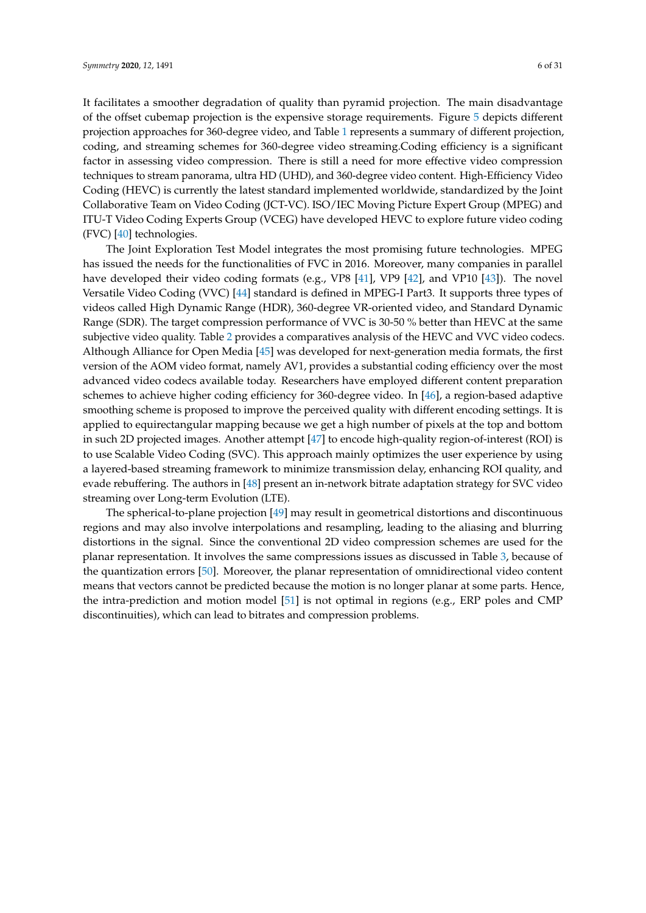It facilitates a smoother degradation of quality than pyramid projection. The main disadvantage of the offset cubemap projection is the expensive storage requirements. Figure 5 depicts different projection approaches for 360-degree video, and Table 1 represents a summary of different projection, coding, and streaming schemes for 360-degree video streaming.Coding efficiency is a significant factor in assessing video compression. There is still a need for more effective video compression techniques to stream panorama, ultra HD (UHD), and 360-degree video content. High-Efficiency Video Coding (HEVC) is currently the latest standard implemented worldwide, standardized by the Joint Collaborative Team on Video Coding (JCT-VC). ISO/IEC Moving Picture Expert Group (MPEG) and ITU-T Video Coding Experts Group (VCEG) have developed HEVC to explore future video coding (FVC) [40] technologies.

The Joint Exploration Test Model integrates the most promising future technologies. MPEG has issued the needs for the functionalities of FVC in 2016. Moreover, many companies in parallel have developed their video coding formats (e.g., VP8 [41], VP9 [42], and VP10 [43]). The novel Versatile Video Coding (VVC) [44] standard is defined in MPEG-I Part3. It supports three types of videos called High Dynamic Range (HDR), 360-degree VR-oriented video, and Standard Dynamic Range (SDR). The target compression performance of VVC is 30-50 % better than HEVC at the same subjective video quality. Table 2 provides a comparatives analysis of the HEVC and VVC video codecs. Although Alliance for Open Media [45] was developed for next-generation media formats, the first version of the AOM video format, namely AV1, provides a substantial coding efficiency over the most advanced video codecs available today. Researchers have employed different content preparation schemes to achieve higher coding efficiency for 360-degree video. In [46], a region-based adaptive smoothing scheme is proposed to improve the perceived quality with different encoding settings. It is applied to equirectangular mapping because we get a high number of pixels at the top and bottom in such 2D projected images. Another attempt [47] to encode high-quality region-of-interest (ROI) is to use Scalable Video Coding (SVC). This approach mainly optimizes the user experience by using a layered-based streaming framework to minimize transmission delay, enhancing ROI quality, and evade rebuffering. The authors in [48] present an in-network bitrate adaptation strategy for SVC video streaming over Long-term Evolution (LTE).

The spherical-to-plane projection [49] may result in geometrical distortions and discontinuous regions and may also involve interpolations and resampling, leading to the aliasing and blurring distortions in the signal. Since the conventional 2D video compression schemes are used for the planar representation. It involves the same compressions issues as discussed in Table 3, because of the quantization errors [50]. Moreover, the planar representation of omnidirectional video content means that vectors cannot be predicted because the motion is no longer planar at some parts. Hence, the intra-prediction and motion model [51] is not optimal in regions (e.g., ERP poles and CMP discontinuities), which can lead to bitrates and compression problems.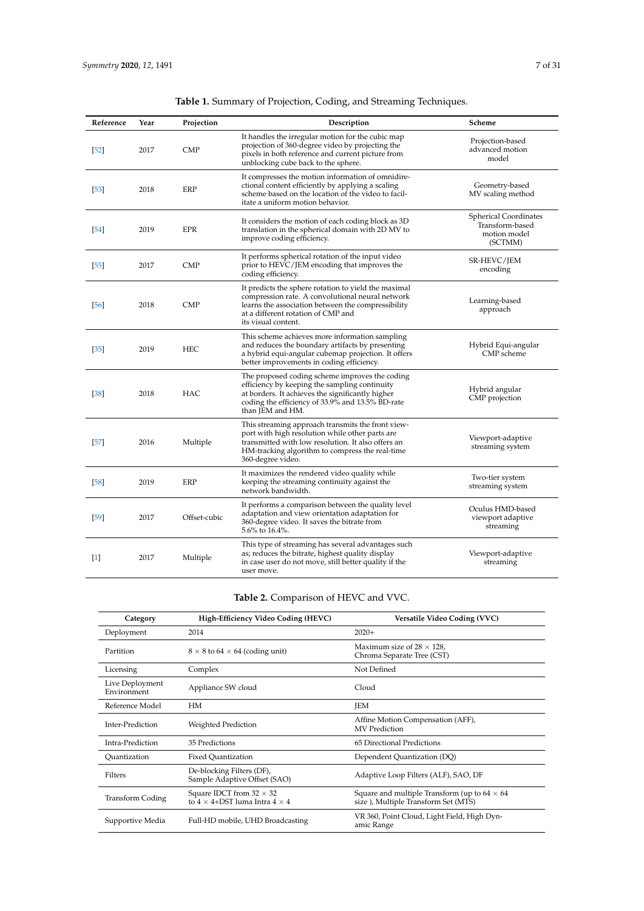**Table 1.** Summary of Projection, Coding, and Streaming Techniques.

| Reference | Year | Projection | Description | Scheme |
| --- | --- | --- | --- | --- |
| [52] | 2017 | CMP | It handles the irregular motion for the cubic map projection of 360-degree video by projecting the pixels in both reference and current picture from unblocking cube back to the sphere. | Projection-based advanced motion model |
| [53] | 2018 | ERP | It compresses the motion information of omnidirectional content efficiently by applying a scaling scheme based on the location of the video to facilitate a uniform motion behavior. | Geometry-based MV scaling method |
| [54] | 2019 | EPR | It considers the motion of each coding block as 3D translation in the spherical domain with 2D MV to improve coding efficiency. | Spherical Coordinates Transform-based motion model (SCTMM) |
| [55] | 2017 | CMP | It performs spherical rotation of the input video prior to HEVC/JEM encoding that improves the coding efficiency. | SR-HEVC/JEM encoding |
| [56] | 2018 | CMP | It predicts the sphere rotation to yield the maximal compression rate. A convolutional neural network learns the association between the compressibility at a different rotation of CMP and its visual content. | Learning-based approach |
| [35] | 2019 | HEC | This scheme achieves more information sampling and reduces the boundary artifacts by presenting a hybrid equi-angular cubemap projection. It offers better improvements in coding efficiency. | Hybrid Equi-angular CMP scheme |
| [38] | 2018 | HAC | The proposed coding scheme improves the coding efficiency by keeping the sampling continuity at borders. It achieves the significantly higher coding the efficiency of 33.9% and 13.5% BD-rate than JEM and HM. | Hybrid angular CMP projection |
| [57] | 2016 | Multiple | This streaming approach transmits the front viewport with high resolution while other parts are transmitted with low resolution. It also offers an HM-tracking algorithm to compress the real-time 360-degree video. | Viewport-adaptive streaming system |
| [58] | 2019 | ERP | It maximizes the rendered video quality while keeping the streaming continuity against the network bandwidth. | Two-tier system streaming system |
| [59] | 2017 | Offset-cubic | It performs a comparison between the quality level adaptation and view orientation adaptation for 360-degree video. It saves the bitrate from 5.6% to 16.4%. | Oculus HMD-based viewport adaptive streaming |
| [1] | 2017 | Multiple | This type of streaming has several advantages such as; reduces the bitrate, highest quality display in case user do not move, still better quality if the user move. | Viewport-adaptive streaming |

**Table 2.** Comparison of HEVC and VVC.

| Category | High-Efficiency Video Coding (HEVC) | Versatile Video Coding (VVC) |
| --- | --- | --- |
| Deployment | 2014 | 2020+ |
| Partition | $8 \times 8$ to $64 \times 64$ (coding unit) | Maximum size of $28 \times 128$, Chroma Separate Tree (CST) |
| Licensing | Complex | Not Defined |
| Live Deployment Environment | Appliance SW cloud | Cloud |
| Reference Model | HM | JEM |
| Inter-Prediction | Weighted Prediction | Affine Motion Compensation (AFF), MV Prediction |
| Intra-Prediction | 35 Predictions | 65 Directional Predictions |
| Quantization | Fixed Quantization | Dependent Quantization (DQ) |
| Filters | De-blocking Filters (DF), Sample Adaptive Offset (SAO) | Adaptive Loop Filters (ALF), SAO, DF |
| Transform Coding | Square IDCT from $32 \times 32$ to $4 \times 4$+DST luma Intra $4 \times 4$ | Square and multiple Transform (up to $64 \times 64$ size ), Multiple Transform Set (MTS) |
| Supportive Media | Full-HD mobile, UHD Broadcasting | VR 360, Point Cloud, Light Field, High Dynamic Range |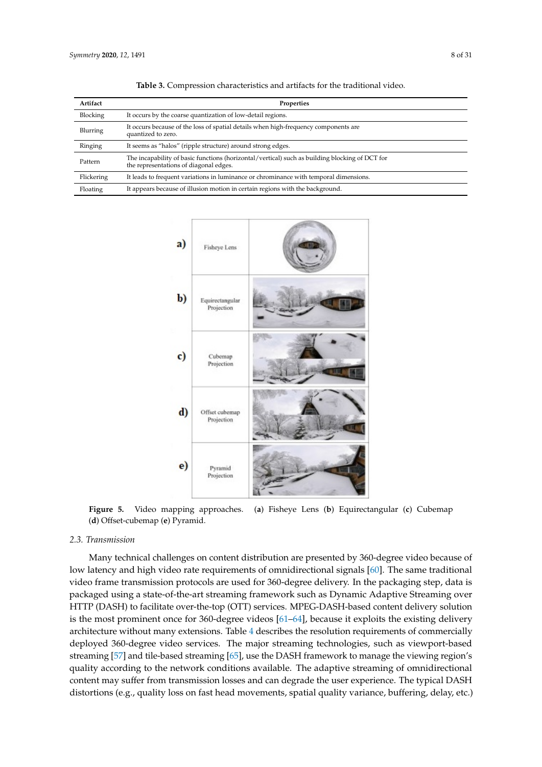**Table 3.** Compression characteristics and artifacts for the traditional video.

| Artifact | Properties |
|---|---|
| Blocking | It occurs by the coarse quantization of low-detail regions. |
| Blurring | It occurs because of the loss of spatial details when high-frequency components are quantized to zero. |
| Ringing | It seems as "halos" (ripple structure) around strong edges. |
| Pattern | The incapability of basic functions (horizontal/vertical) such as building blocking of DCT for the representations of diagonal edges. |
| Flickering | It leads to frequent variations in luminance or chrominance with temporal dimensions. |
| Floating | It appears because of illusion motion in certain regions with the background. |

**Figure 5.** Video mapping approaches. (**a**) Fisheye Lens (**b**) Equirectangular (**c**) Cubemap (**d**) Offset-cubemap (**e**) Pyramid.

### 2.3. Transmission

Many technical challenges on content distribution are presented by 360-degree video because of low latency and high video rate requirements of omnidirectional signals [60]. The same traditional video frame transmission protocols are used for 360-degree delivery. In the packaging step, data is packaged using a state-of-the-art streaming framework such as Dynamic Adaptive Streaming over HTTP (DASH) to facilitate over-the-top (OTT) services. MPEG-DASH-based content delivery solution is the most prominent once for 360-degree videos [61–64], because it exploits the existing delivery architecture without many extensions. Table 4 describes the resolution requirements of commercially deployed 360-degree video services. The major streaming technologies, such as viewport-based streaming [57] and tile-based streaming [65], use the DASH framework to manage the viewing region's quality according to the network conditions available. The adaptive streaming of omnidirectional content may suffer from transmission losses and can degrade the user experience. The typical DASH distortions (e.g., quality loss on fast head movements, spatial quality variance, buffering, delay, etc.)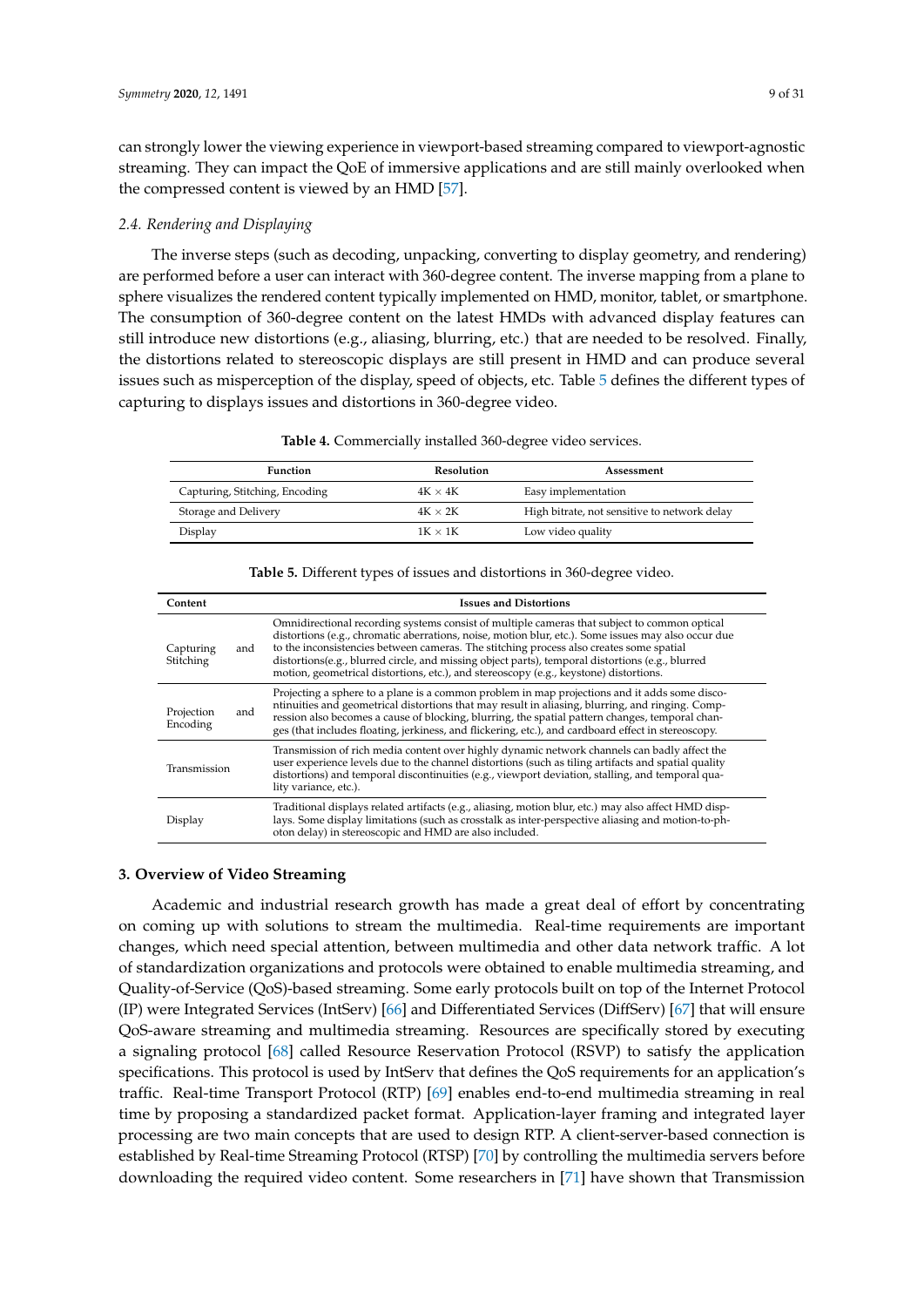can strongly lower the viewing experience in viewport-based streaming compared to viewport-agnostic streaming. They can impact the QoE of immersive applications and are still mainly overlooked when the compressed content is viewed by an HMD [57].

### *2.4. Rendering and Displaying*

The inverse steps (such as decoding, unpacking, converting to display geometry, and rendering) are performed before a user can interact with 360-degree content. The inverse mapping from a plane to sphere visualizes the rendered content typically implemented on HMD, monitor, tablet, or smartphone. The consumption of 360-degree content on the latest HMDs with advanced display features can still introduce new distortions (e.g., aliasing, blurring, etc.) that are needed to be resolved. Finally, the distortions related to stereoscopic displays are still present in HMD and can produce several issues such as misperception of the display, speed of objects, etc. Table 5 defines the different types of capturing to displays issues and distortions in 360-degree video.

**Table 4.** Commercially installed 360-degree video services.

| Function | Resolution | Assessment |
|---|---|---|
| Capturing, Stitching, Encoding | 4K × 4K | Easy implementation |
| Storage and Delivery | 4K × 2K | High bitrate, not sensitive to network delay |
| Display | 1K × 1K | Low video quality |

**Table 5.** Different types of issues and distortions in 360-degree video.

| Content | Issues and Distortions |
|---|---|
| Capturing and Stitching | Omnidirectional recording systems consist of multiple cameras that subject to common optical distortions (e.g., chromatic aberrations, noise, motion blur, etc.). Some issues may also occur due to the inconsistencies between cameras. The stitching process also creates some spatial distortions(e.g., blurred circle, and missing object parts), temporal distortions (e.g., blurred motion, geometrical distortions, etc.), and stereoscopy (e.g., keystone) distortions. |
| Projection and Encoding | Projecting a sphere to a plane is a common problem in map projections and it adds some discontinuities and geometrical distortions that may result in aliasing, blurring, and ringing. Compression also becomes a cause of blocking, blurring, the spatial pattern changes, temporal changes (that includes floating, jerkiness, and flickering, etc.), and cardboard effect in stereoscopy. |
| Transmission | Transmission of rich media content over highly dynamic network channels can badly affect the user experience levels due to the channel distortions (such as tiling artifacts and spatial quality distortions) and temporal discontinuities (e.g., viewport deviation, stalling, and temporal quality variance, etc.). |
| Display | Traditional displays related artifacts (e.g., aliasing, motion blur, etc.) may also affect HMD displays. Some display limitations (such as crosstalk as inter-perspective aliasing and motion-to-photon delay) in stereoscopic and HMD are also included. |

## 3. Overview of Video Streaming

Academic and industrial research growth has made a great deal of effort by concentrating on coming up with solutions to stream the multimedia. Real-time requirements are important changes, which need special attention, between multimedia and other data network traffic. A lot of standardization organizations and protocols were obtained to enable multimedia streaming, and Quality-of-Service (QoS)-based streaming. Some early protocols built on top of the Internet Protocol (IP) were Integrated Services (IntServ) [66] and Differentiated Services (DiffServ) [67] that will ensure QoS-aware streaming and multimedia streaming. Resources are specifically stored by executing a signaling protocol [68] called Resource Reservation Protocol (RSVP) to satisfy the application specifications. This protocol is used by IntServ that defines the QoS requirements for an application's traffic. Real-time Transport Protocol (RTP) [69] enables end-to-end multimedia streaming in real time by proposing a standardized packet format. Application-layer framing and integrated layer processing are two main concepts that are used to design RTP. A client-server-based connection is established by Real-time Streaming Protocol (RTSP) [70] by controlling the multimedia servers before downloading the required video content. Some researchers in [71] have shown that Transmission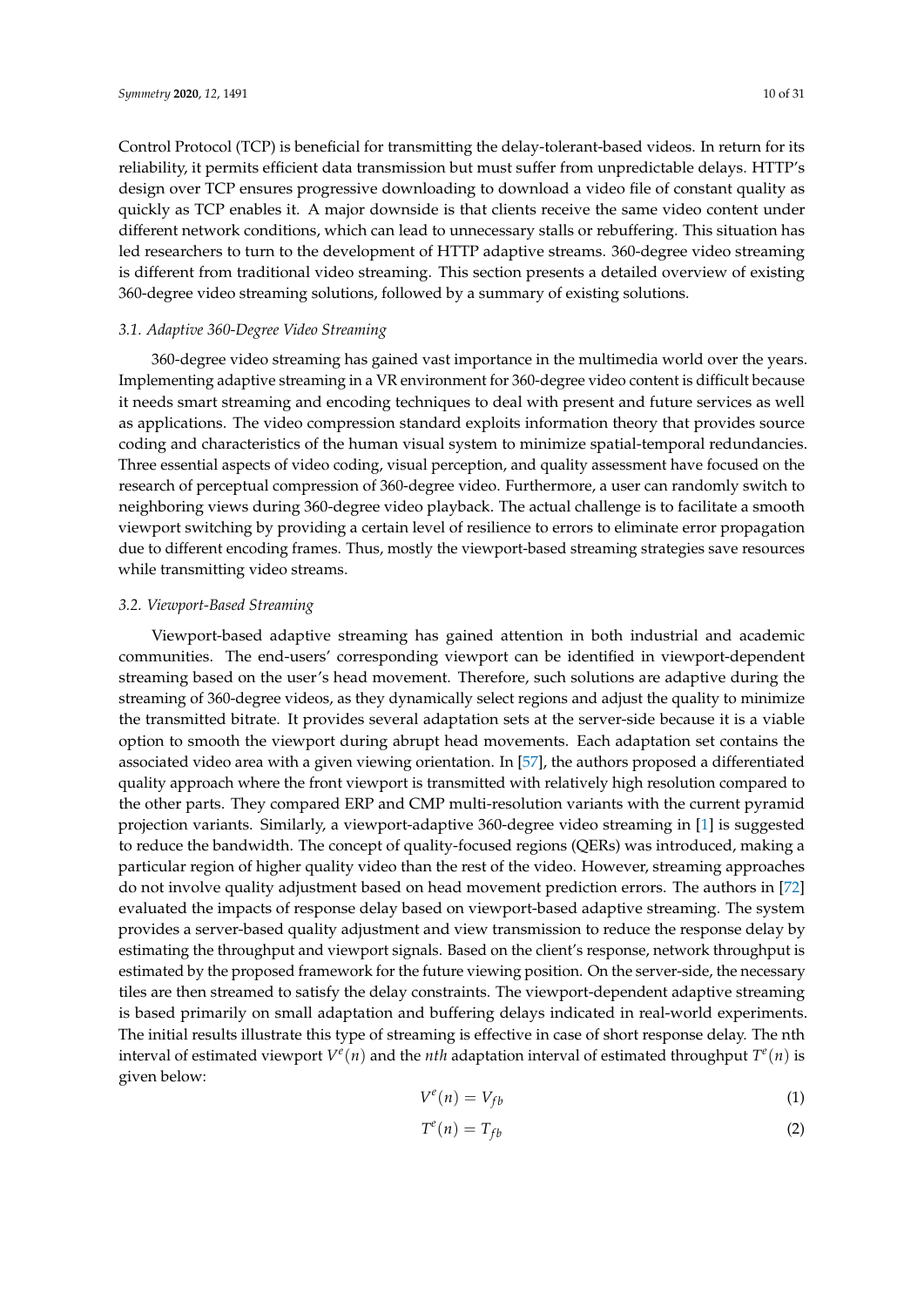Control Protocol (TCP) is beneficial for transmitting the delay-tolerant-based videos. In return for its reliability, it permits efficient data transmission but must suffer from unpredictable delays. HTTP's design over TCP ensures progressive downloading to download a video file of constant quality as quickly as TCP enables it. A major downside is that clients receive the same video content under different network conditions, which can lead to unnecessary stalls or rebuffering. This situation has led researchers to turn to the development of HTTP adaptive streams. 360-degree video streaming is different from traditional video streaming. This section presents a detailed overview of existing 360-degree video streaming solutions, followed by a summary of existing solutions.

### 3.1. Adaptive 360-Degree Video Streaming

360-degree video streaming has gained vast importance in the multimedia world over the years. Implementing adaptive streaming in a VR environment for 360-degree video content is difficult because it needs smart streaming and encoding techniques to deal with present and future services as well as applications. The video compression standard exploits information theory that provides source coding and characteristics of the human visual system to minimize spatial-temporal redundancies. Three essential aspects of video coding, visual perception, and quality assessment have focused on the research of perceptual compression of 360-degree video. Furthermore, a user can randomly switch to neighboring views during 360-degree video playback. The actual challenge is to facilitate a smooth viewport switching by providing a certain level of resilience to errors to eliminate error propagation due to different encoding frames. Thus, mostly the viewport-based streaming strategies save resources while transmitting video streams.

### 3.2. Viewport-Based Streaming

Viewport-based adaptive streaming has gained attention in both industrial and academic communities. The end-users' corresponding viewport can be identified in viewport-dependent streaming based on the user's head movement. Therefore, such solutions are adaptive during the streaming of 360-degree videos, as they dynamically select regions and adjust the quality to minimize the transmitted bitrate. It provides several adaptation sets at the server-side because it is a viable option to smooth the viewport during abrupt head movements. Each adaptation set contains the associated video area with a given viewing orientation. In [57], the authors proposed a differentiated quality approach where the front viewport is transmitted with relatively high resolution compared to the other parts. They compared ERP and CMP multi-resolution variants with the current pyramid projection variants. Similarly, a viewport-adaptive 360-degree video streaming in [1] is suggested to reduce the bandwidth. The concept of quality-focused regions (QERs) was introduced, making a particular region of higher quality video than the rest of the video. However, streaming approaches do not involve quality adjustment based on head movement prediction errors. The authors in [72] evaluated the impacts of response delay based on viewport-based adaptive streaming. The system provides a server-based quality adjustment and view transmission to reduce the response delay by estimating the throughput and viewport signals. Based on the client's response, network throughput is estimated by the proposed framework for the future viewing position. On the server-side, the necessary tiles are then streamed to satisfy the delay constraints. The viewport-dependent adaptive streaming is based primarily on small adaptation and buffering delays indicated in real-world experiments. The initial results illustrate this type of streaming is effective in case of short response delay. The nth interval of estimated viewport $V^e(n)$ and the *nth* adaptation interval of estimated throughput $T^e(n)$ is given below:

$$V^e(n) = V_{fb} \tag{1}$$

$$T^e(n) = T_{fb} \tag{2}$$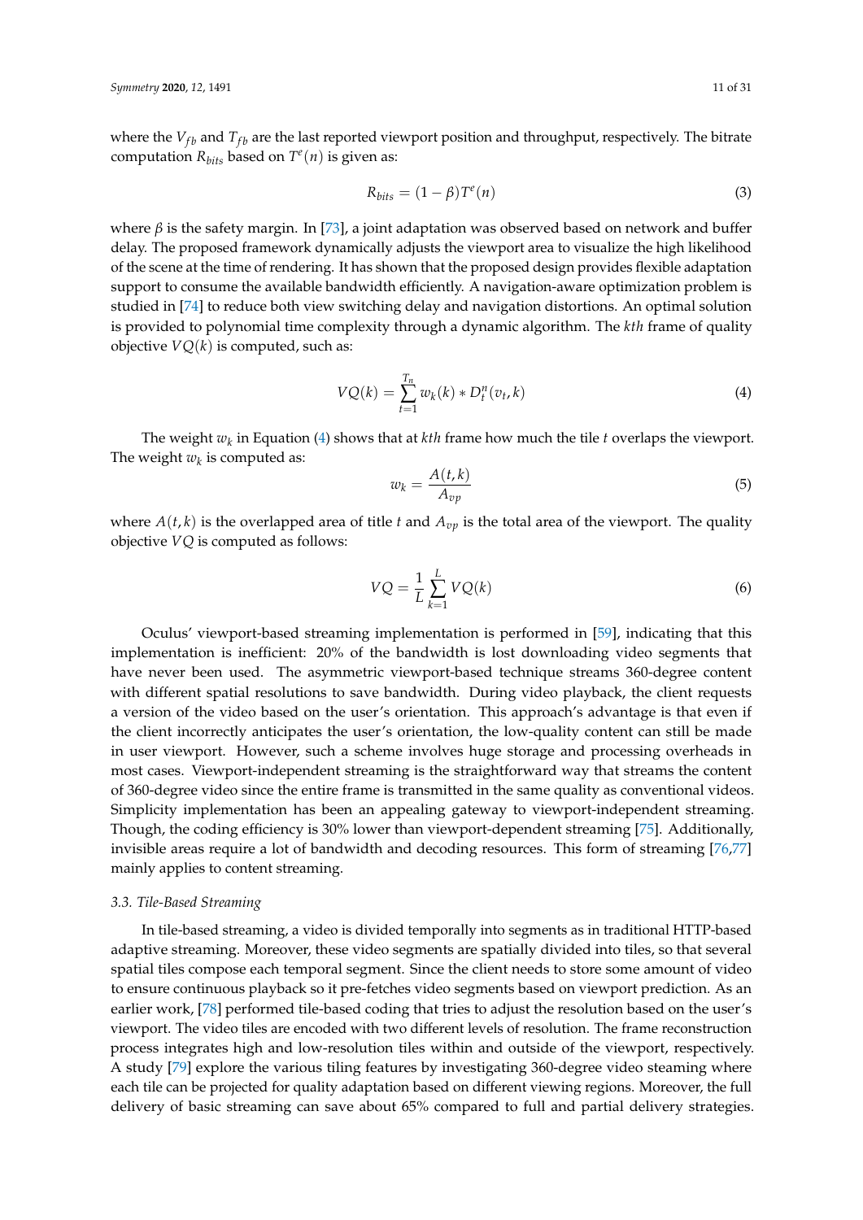where the $V_{fb}$ and $T_{fb}$ are the last reported viewport position and throughput, respectively. The bitrate computation $R_{bits}$ based on $T^e(n)$ is given as:

$$R_{bits} = (1 - \beta)T^e(n) \tag{3}$$

where $\beta$ is the safety margin. In [73], a joint adaptation was observed based on network and buffer delay. The proposed framework dynamically adjusts the viewport area to visualize the high likelihood of the scene at the time of rendering. It has shown that the proposed design provides flexible adaptation support to consume the available bandwidth efficiently. A navigation-aware optimization problem is studied in [74] to reduce both view switching delay and navigation distortions. An optimal solution is provided to polynomial time complexity through a dynamic algorithm. The *kth* frame of quality objective $VQ(k)$ is computed, such as:

$$VQ(k) = \sum_{t=1}^{T_n} w_k(k) * D_t^n(v_t, k) \tag{4}$$

The weight $w_k$ in Equation (4) shows that at *kth* frame how much the tile $t$ overlaps the viewport. The weight $w_k$ is computed as:

$$w_k = \frac{A(t,k)}{A_{vp}} \tag{5}$$

where $A(t,k)$ is the overlapped area of title $t$ and $A_{vp}$ is the total area of the viewport. The quality objective $VQ$ is computed as follows:

$$VQ = \frac{1}{L} \sum_{k=1}^{L} VQ(k) \tag{6}$$

Oculus' viewport-based streaming implementation is performed in [59], indicating that this implementation is inefficient: 20% of the bandwidth is lost downloading video segments that have never been used. The asymmetric viewport-based technique streams 360-degree content with different spatial resolutions to save bandwidth. During video playback, the client requests a version of the video based on the user's orientation. This approach's advantage is that even if the client incorrectly anticipates the user's orientation, the low-quality content can still be made in user viewport. However, such a scheme involves huge storage and processing overheads in most cases. Viewport-independent streaming is the straightforward way that streams the content of 360-degree video since the entire frame is transmitted in the same quality as conventional videos. Simplicity implementation has been an appealing gateway to viewport-independent streaming. Though, the coding efficiency is 30% lower than viewport-dependent streaming [75]. Additionally, invisible areas require a lot of bandwidth and decoding resources. This form of streaming [76,77] mainly applies to content streaming.

### 3.3. Tile-Based Streaming

In tile-based streaming, a video is divided temporally into segments as in traditional HTTP-based adaptive streaming. Moreover, these video segments are spatially divided into tiles, so that several spatial tiles compose each temporal segment. Since the client needs to store some amount of video to ensure continuous playback so it pre-fetches video segments based on viewport prediction. As an earlier work, [78] performed tile-based coding that tries to adjust the resolution based on the user's viewport. The video tiles are encoded with two different levels of resolution. The frame reconstruction process integrates high and low-resolution tiles within and outside of the viewport, respectively. A study [79] explore the various tiling features by investigating 360-degree video steaming where each tile can be projected for quality adaptation based on different viewing regions. Moreover, the full delivery of basic streaming can save about 65% compared to full and partial delivery strategies.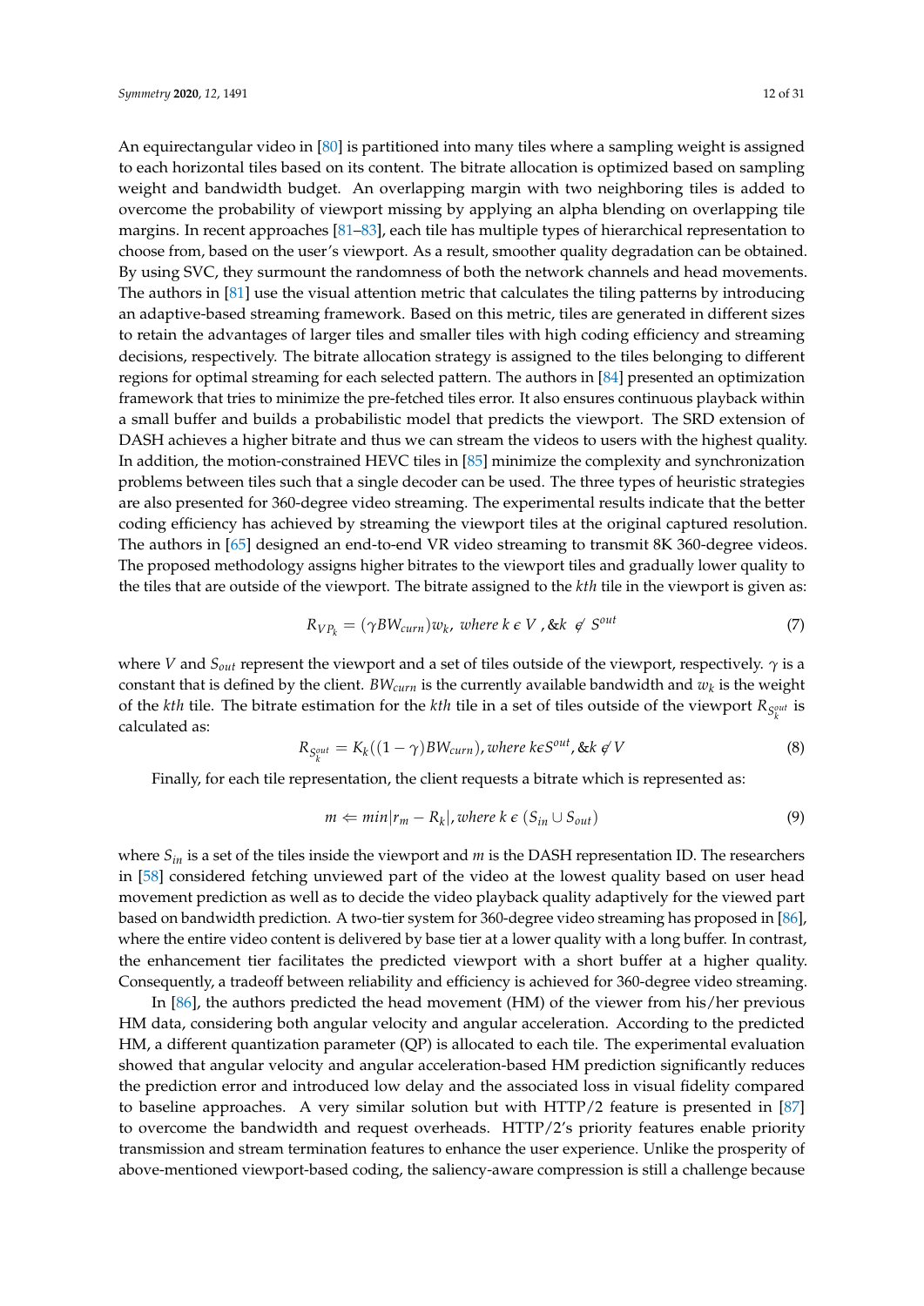An equirectangular video in [80] is partitioned into many tiles where a sampling weight is assigned to each horizontal tiles based on its content. The bitrate allocation is optimized based on sampling weight and bandwidth budget. An overlapping margin with two neighboring tiles is added to overcome the probability of viewport missing by applying an alpha blending on overlapping tile margins. In recent approaches [81–83], each tile has multiple types of hierarchical representation to choose from, based on the user's viewport. As a result, smoother quality degradation can be obtained. By using SVC, they surmount the randomness of both the network channels and head movements. The authors in [81] use the visual attention metric that calculates the tiling patterns by introducing an adaptive-based streaming framework. Based on this metric, tiles are generated in different sizes to retain the advantages of larger tiles and smaller tiles with high coding efficiency and streaming decisions, respectively. The bitrate allocation strategy is assigned to the tiles belonging to different regions for optimal streaming for each selected pattern. The authors in [84] presented an optimization framework that tries to minimize the pre-fetched tiles error. It also ensures continuous playback within a small buffer and builds a probabilistic model that predicts the viewport. The SRD extension of DASH achieves a higher bitrate and thus we can stream the videos to users with the highest quality. In addition, the motion-constrained HEVC tiles in [85] minimize the complexity and synchronization problems between tiles such that a single decoder can be used. The three types of heuristic strategies are also presented for 360-degree video streaming. The experimental results indicate that the better coding efficiency has achieved by streaming the viewport tiles at the original captured resolution. The authors in [65] designed an end-to-end VR video streaming to transmit 8K 360-degree videos. The proposed methodology assigns higher bitrates to the viewport tiles and gradually lower quality to the tiles that are outside of the viewport. The bitrate assigned to the *kth* tile in the viewport is given as:

$$R_{VP_k} = (\gamma BW_{curn})w_k,\ where\ k \in V\ , \&k\ \notin\ S^{out} \tag{7}$$

where $V$ and $S_{out}$ represent the viewport and a set of tiles outside of the viewport, respectively. $\gamma$ is a constant that is defined by the client. $BW_{curn}$ is the currently available bandwidth and $w_k$ is the weight of the *kth* tile. The bitrate estimation for the *kth* tile in a set of tiles outside of the viewport $R_{S_k^{out}}$ is calculated as:

$$R_{S_k^{out}} = K_k((1-\gamma)BW_{curn}), where\ k \in S^{out}, \&k \notin V \tag{8}$$

Finally, for each tile representation, the client requests a bitrate which is represented as:

$$m \Leftarrow min|r_m - R_k|, where\ k \in (S_{in} \cup S_{out}) \tag{9}$$

where $S_{in}$ is a set of the tiles inside the viewport and $m$ is the DASH representation ID. The researchers in [58] considered fetching unviewed part of the video at the lowest quality based on user head movement prediction as well as to decide the video playback quality adaptively for the viewed part based on bandwidth prediction. A two-tier system for 360-degree video streaming has proposed in [86], where the entire video content is delivered by base tier at a lower quality with a long buffer. In contrast, the enhancement tier facilitates the predicted viewport with a short buffer at a higher quality. Consequently, a tradeoff between reliability and efficiency is achieved for 360-degree video streaming.

In [86], the authors predicted the head movement (HM) of the viewer from his/her previous HM data, considering both angular velocity and angular acceleration. According to the predicted HM, a different quantization parameter (QP) is allocated to each tile. The experimental evaluation showed that angular velocity and angular acceleration-based HM prediction significantly reduces the prediction error and introduced low delay and the associated loss in visual fidelity compared to baseline approaches. A very similar solution but with HTTP/2 feature is presented in [87] to overcome the bandwidth and request overheads. HTTP/2's priority features enable priority transmission and stream termination features to enhance the user experience. Unlike the prosperity of above-mentioned viewport-based coding, the saliency-aware compression is still a challenge because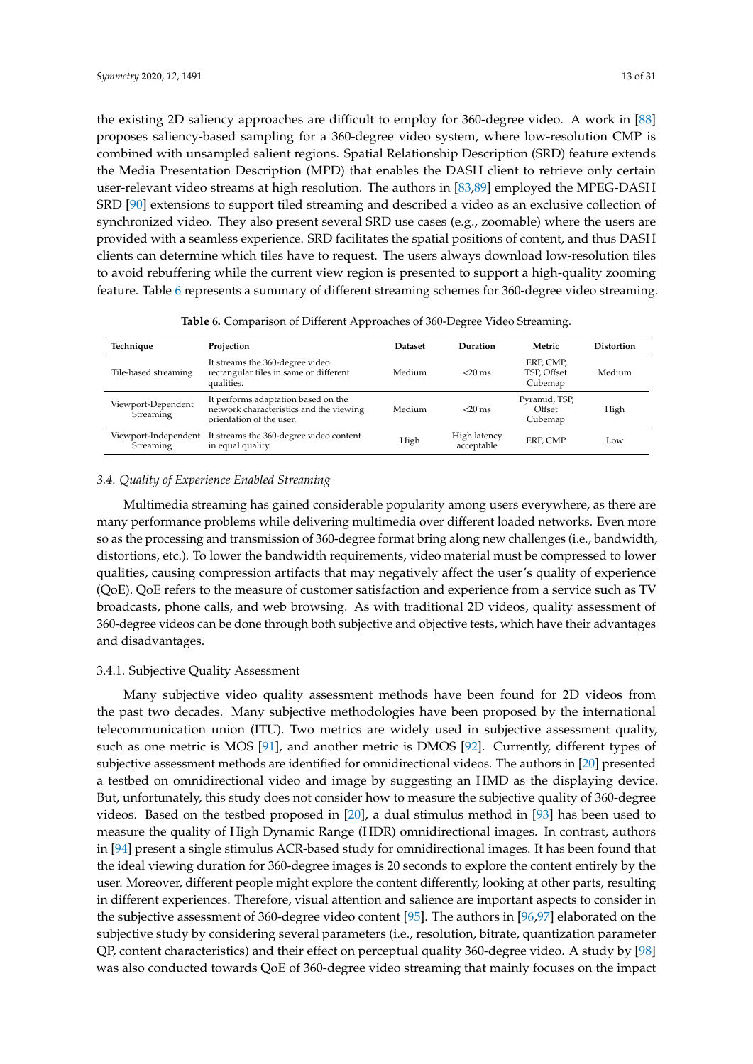the existing 2D saliency approaches are difficult to employ for 360-degree video. A work in [88] proposes saliency-based sampling for a 360-degree video system, where low-resolution CMP is combined with unsampled salient regions. Spatial Relationship Description (SRD) feature extends the Media Presentation Description (MPD) that enables the DASH client to retrieve only certain user-relevant video streams at high resolution. The authors in [83,89] employed the MPEG-DASH SRD [90] extensions to support tiled streaming and described a video as an exclusive collection of synchronized video. They also present several SRD use cases (e.g., zoomable) where the users are provided with a seamless experience. SRD facilitates the spatial positions of content, and thus DASH clients can determine which tiles have to request. The users always download low-resolution tiles to avoid rebuffering while the current view region is presented to support a high-quality zooming feature. Table 6 represents a summary of different streaming schemes for 360-degree video streaming.

**Table 6.** Comparison of Different Approaches of 360-Degree Video Streaming.

| Technique | Projection | Dataset | Duration | Metric | Distortion |
|---|---|---|---|---|---|
| Tile-based streaming | It streams the 360-degree video rectangular tiles in same or different qualities. | Medium | <20 ms | ERP, CMP, TSP, Offset Cubemap | Medium |
| Viewport-Dependent Streaming | It performs adaptation based on the network characteristics and the viewing orientation of the user. | Medium | <20 ms | Pyramid, TSP, Offset Cubemap | High |
| Viewport-Independent Streaming | It streams the 360-degree video content in equal quality. | High | High latency acceptable | ERP, CMP | Low |

### *3.4. Quality of Experience Enabled Streaming*

Multimedia streaming has gained considerable popularity among users everywhere, as there are many performance problems while delivering multimedia over different loaded networks. Even more so as the processing and transmission of 360-degree format bring along new challenges (i.e., bandwidth, distortions, etc.). To lower the bandwidth requirements, video material must be compressed to lower qualities, causing compression artifacts that may negatively affect the user's quality of experience (QoE). QoE refers to the measure of customer satisfaction and experience from a service such as TV broadcasts, phone calls, and web browsing. As with traditional 2D videos, quality assessment of 360-degree videos can be done through both subjective and objective tests, which have their advantages and disadvantages.

#### 3.4.1. Subjective Quality Assessment

Many subjective video quality assessment methods have been found for 2D videos from the past two decades. Many subjective methodologies have been proposed by the international telecommunication union (ITU). Two metrics are widely used in subjective assessment quality, such as one metric is MOS [91], and another metric is DMOS [92]. Currently, different types of subjective assessment methods are identified for omnidirectional videos. The authors in [20] presented a testbed on omnidirectional video and image by suggesting an HMD as the displaying device. But, unfortunately, this study does not consider how to measure the subjective quality of 360-degree videos. Based on the testbed proposed in [20], a dual stimulus method in [93] has been used to measure the quality of High Dynamic Range (HDR) omnidirectional images. In contrast, authors in [94] present a single stimulus ACR-based study for omnidirectional images. It has been found that the ideal viewing duration for 360-degree images is 20 seconds to explore the content entirely by the user. Moreover, different people might explore the content differently, looking at other parts, resulting in different experiences. Therefore, visual attention and salience are important aspects to consider in the subjective assessment of 360-degree video content [95]. The authors in [96,97] elaborated on the subjective study by considering several parameters (i.e., resolution, bitrate, quantization parameter QP, content characteristics) and their effect on perceptual quality 360-degree video. A study by [98] was also conducted towards QoE of 360-degree video streaming that mainly focuses on the impact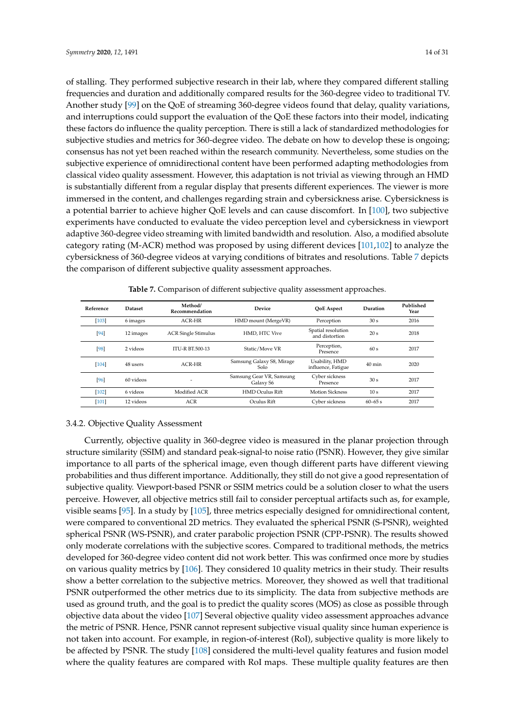of stalling. They performed subjective research in their lab, where they compared different stalling frequencies and duration and additionally compared results for the 360-degree video to traditional TV. Another study [99] on the QoE of streaming 360-degree videos found that delay, quality variations, and interruptions could support the evaluation of the QoE these factors into their model, indicating these factors do influence the quality perception. There is still a lack of standardized methodologies for subjective studies and metrics for 360-degree video. The debate on how to develop these is ongoing; consensus has not yet been reached within the research community. Nevertheless, some studies on the subjective experience of omnidirectional content have been performed adapting methodologies from classical video quality assessment. However, this adaptation is not trivial as viewing through an HMD is substantially different from a regular display that presents different experiences. The viewer is more immersed in the content, and challenges regarding strain and cybersickness arise. Cybersickness is a potential barrier to achieve higher QoE levels and can cause discomfort. In [100], two subjective experiments have conducted to evaluate the video perception level and cybersickness in viewport adaptive 360-degree video streaming with limited bandwidth and resolution. Also, a modified absolute category rating (M-ACR) method was proposed by using different devices [101,102] to analyze the cybersickness of 360-degree videos at varying conditions of bitrates and resolutions. Table 7 depicts the comparison of different subjective quality assessment approaches.

**Table 7.** Comparison of different subjective quality assessment approaches.

| Reference | Dataset | Method/ Recommendation | Device | QoE Aspect | Duration | Published Year |
|---|---|---|---|---|---|---|
| [103] | 6 images | ACR-HR | HMD mount (MergeVR) | Perception | 30 s | 2016 |
| [94] | 12 images | ACR Single Stimulus | HMD, HTC Vive | Spatial resolution and distortion | 20 s | 2018 |
| [98] | 2 videos | ITU-R BT.500-13 | Static/Move VR | Perception, Presence | 60 s | 2017 |
| [104] | 48 users | ACR-HR | Samsung Galaxy S8, Mirage Solo | Usability, HMD influence, Fatigue | 40 min | 2020 |
| [96] | 60 videos | - | Samsung Gear VR, Samsung Galaxy S6 | Cyber sickness Presence | 30 s | 2017 |
| [102] | 6 videos | Modified ACR | HMD Oculus Rift | Motion Sickness | 10 s | 2017 |
| [101] | 12 videos | ACR | Oculus Rift | Cyber sickness | 60–65 s | 2017 |

### 3.4.2. Objective Quality Assessment

Currently, objective quality in 360-degree video is measured in the planar projection through structure similarity (SSIM) and standard peak-signal-to noise ratio (PSNR). However, they give similar importance to all parts of the spherical image, even though different parts have different viewing probabilities and thus different importance. Additionally, they still do not give a good representation of subjective quality. Viewport-based PSNR or SSIM metrics could be a solution closer to what the users perceive. However, all objective metrics still fail to consider perceptual artifacts such as, for example, visible seams [95]. In a study by [105], three metrics especially designed for omnidirectional content, were compared to conventional 2D metrics. They evaluated the spherical PSNR (S-PSNR), weighted spherical PSNR (WS-PSNR), and crater parabolic projection PSNR (CPP-PSNR). The results showed only moderate correlations with the subjective scores. Compared to traditional methods, the metrics developed for 360-degree video content did not work better. This was confirmed once more by studies on various quality metrics by [106]. They considered 10 quality metrics in their study. Their results show a better correlation to the subjective metrics. Moreover, they showed as well that traditional PSNR outperformed the other metrics due to its simplicity. The data from subjective methods are used as ground truth, and the goal is to predict the quality scores (MOS) as close as possible through objective data about the video [107] Several objective quality video assessment approaches advance the metric of PSNR. Hence, PSNR cannot represent subjective visual quality since human experience is not taken into account. For example, in region-of-interest (RoI), subjective quality is more likely to be affected by PSNR. The study [108] considered the multi-level quality features and fusion model where the quality features are compared with RoI maps. These multiple quality features are then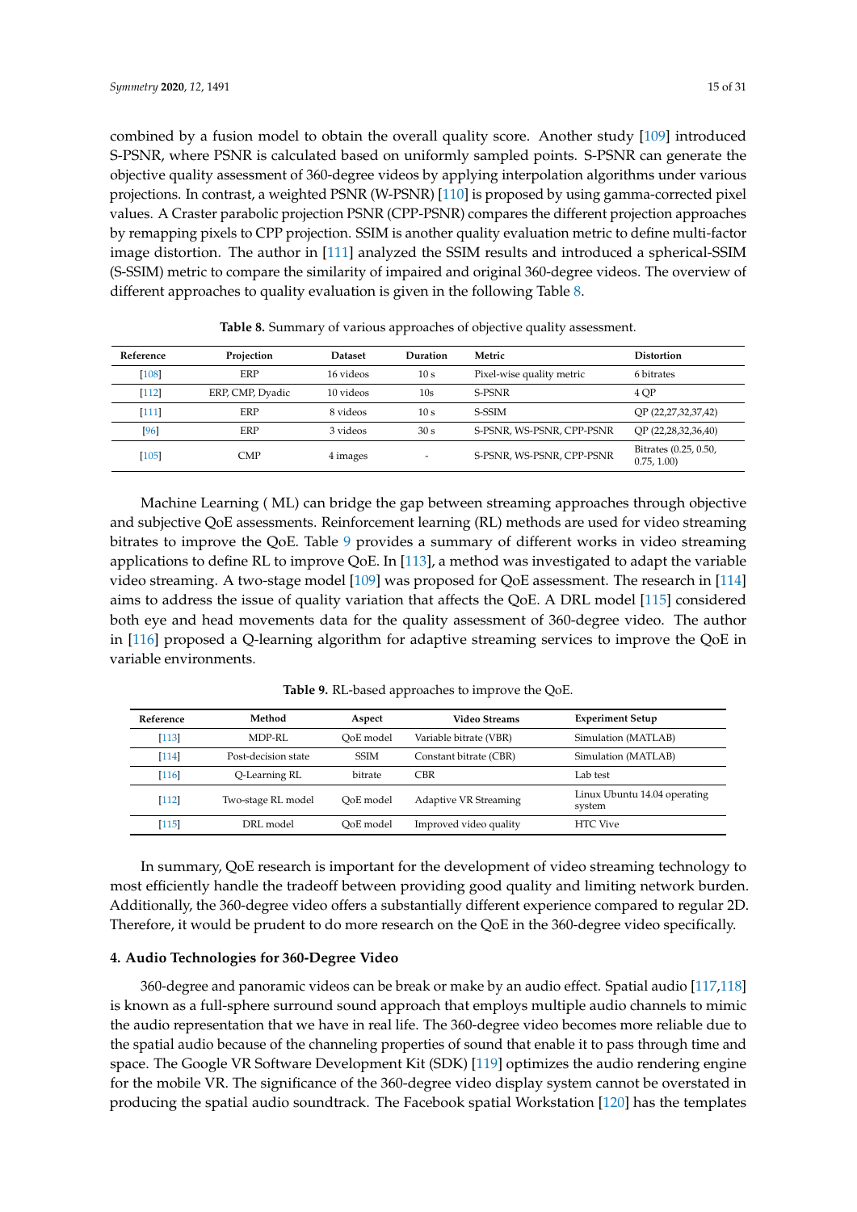combined by a fusion model to obtain the overall quality score. Another study [109] introduced S-PSNR, where PSNR is calculated based on uniformly sampled points. S-PSNR can generate the objective quality assessment of 360-degree videos by applying interpolation algorithms under various projections. In contrast, a weighted PSNR (W-PSNR) [110] is proposed by using gamma-corrected pixel values. A Craster parabolic projection PSNR (CPP-PSNR) compares the different projection approaches by remapping pixels to CPP projection. SSIM is another quality evaluation metric to define multi-factor image distortion. The author in [111] analyzed the SSIM results and introduced a spherical-SSIM (S-SSIM) metric to compare the similarity of impaired and original 360-degree videos. The overview of different approaches to quality evaluation is given in the following Table 8.

**Table 8.** Summary of various approaches of objective quality assessment.

| Reference | Projection | Dataset | Duration | Metric | Distortion |
| --- | --- | --- | --- | --- | --- |
| [108] | ERP | 16 videos | 10 s | Pixel-wise quality metric | 6 bitrates |
| [112] | ERP, CMP, Dyadic | 10 videos | 10s | S-PSNR | 4 QP |
| [111] | ERP | 8 videos | 10 s | S-SSIM | QP (22,27,32,37,42) |
| [96] | ERP | 3 videos | 30 s | S-PSNR, WS-PSNR, CPP-PSNR | QP (22,28,32,36,40) |
| [105] | CMP | 4 images | - | S-PSNR, WS-PSNR, CPP-PSNR | Bitrates (0.25, 0.50, 0.75, 1.00) |

Machine Learning ( ML) can bridge the gap between streaming approaches through objective and subjective QoE assessments. Reinforcement learning (RL) methods are used for video streaming bitrates to improve the QoE. Table 9 provides a summary of different works in video streaming applications to define RL to improve QoE. In [113], a method was investigated to adapt the variable video streaming. A two-stage model [109] was proposed for QoE assessment. The research in [114] aims to address the issue of quality variation that affects the QoE. A DRL model [115] considered both eye and head movements data for the quality assessment of 360-degree video. The author in [116] proposed a Q-learning algorithm for adaptive streaming services to improve the QoE in variable environments.

**Table 9.** RL-based approaches to improve the QoE.

| Reference | Method | Aspect | Video Streams | Experiment Setup |
| --- | --- | --- | --- | --- |
| [113] | MDP-RL | QoE model | Variable bitrate (VBR) | Simulation (MATLAB) |
| [114] | Post-decision state | SSIM | Constant bitrate (CBR) | Simulation (MATLAB) |
| [116] | Q-Learning RL | bitrate | CBR | Lab test |
| [112] | Two-stage RL model | QoE model | Adaptive VR Streaming | Linux Ubuntu 14.04 operating system |
| [115] | DRL model | QoE model | Improved video quality | HTC Vive |

In summary, QoE research is important for the development of video streaming technology to most efficiently handle the tradeoff between providing good quality and limiting network burden. Additionally, the 360-degree video offers a substantially different experience compared to regular 2D. Therefore, it would be prudent to do more research on the QoE in the 360-degree video specifically.

## 4. Audio Technologies for 360-Degree Video

360-degree and panoramic videos can be break or make by an audio effect. Spatial audio [117,118] is known as a full-sphere surround sound approach that employs multiple audio channels to mimic the audio representation that we have in real life. The 360-degree video becomes more reliable due to the spatial audio because of the channeling properties of sound that enable it to pass through time and space. The Google VR Software Development Kit (SDK) [119] optimizes the audio rendering engine for the mobile VR. The significance of the 360-degree video display system cannot be overstated in producing the spatial audio soundtrack. The Facebook spatial Workstation [120] has the templates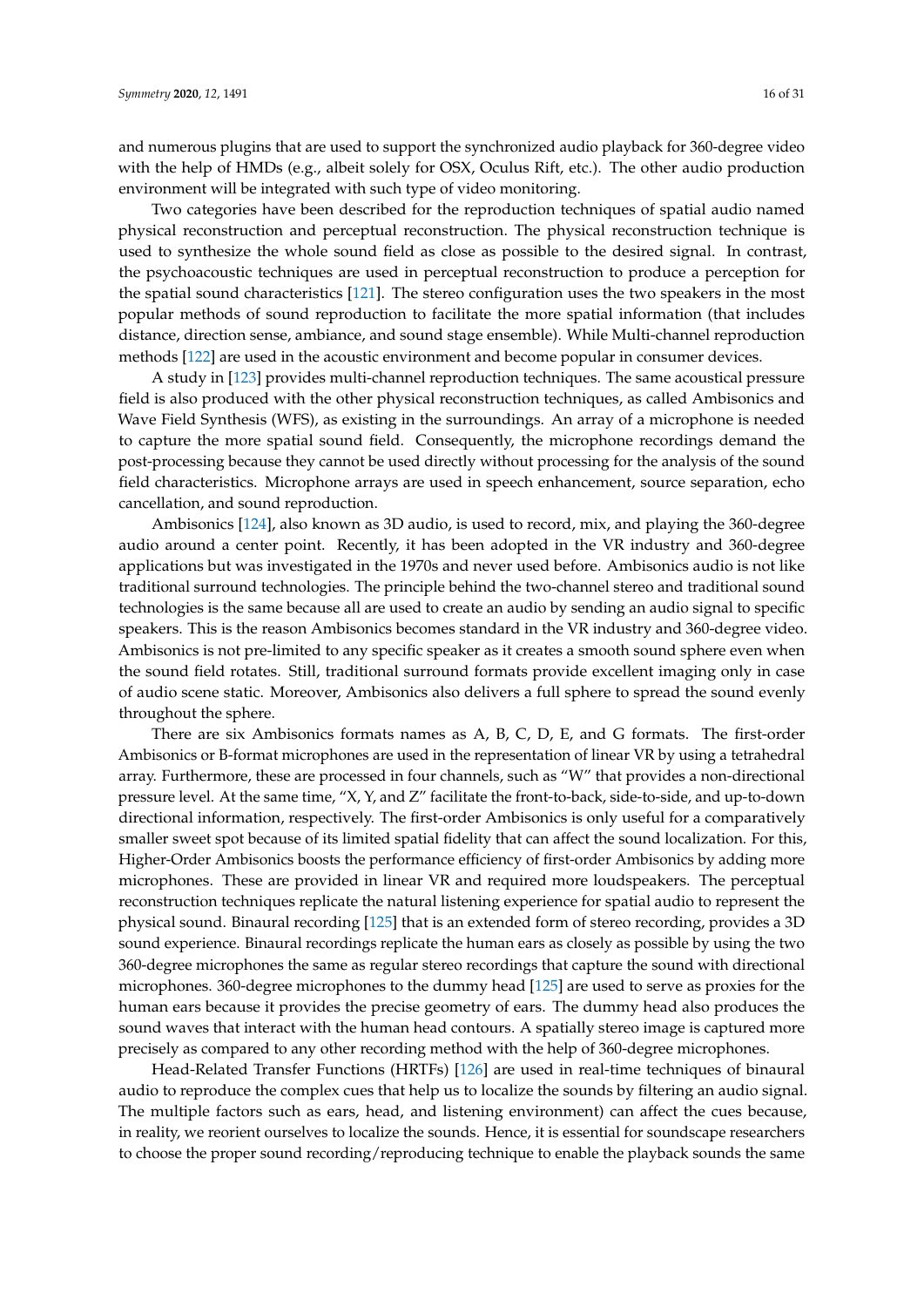and numerous plugins that are used to support the synchronized audio playback for 360-degree video with the help of HMDs (e.g., albeit solely for OSX, Oculus Rift, etc.). The other audio production environment will be integrated with such type of video monitoring.

Two categories have been described for the reproduction techniques of spatial audio named physical reconstruction and perceptual reconstruction. The physical reconstruction technique is used to synthesize the whole sound field as close as possible to the desired signal. In contrast, the psychoacoustic techniques are used in perceptual reconstruction to produce a perception for the spatial sound characteristics [121]. The stereo configuration uses the two speakers in the most popular methods of sound reproduction to facilitate the more spatial information (that includes distance, direction sense, ambiance, and sound stage ensemble). While Multi-channel reproduction methods [122] are used in the acoustic environment and become popular in consumer devices.

A study in [123] provides multi-channel reproduction techniques. The same acoustical pressure field is also produced with the other physical reconstruction techniques, as called Ambisonics and Wave Field Synthesis (WFS), as existing in the surroundings. An array of a microphone is needed to capture the more spatial sound field. Consequently, the microphone recordings demand the post-processing because they cannot be used directly without processing for the analysis of the sound field characteristics. Microphone arrays are used in speech enhancement, source separation, echo cancellation, and sound reproduction.

Ambisonics [124], also known as 3D audio, is used to record, mix, and playing the 360-degree audio around a center point. Recently, it has been adopted in the VR industry and 360-degree applications but was investigated in the 1970s and never used before. Ambisonics audio is not like traditional surround technologies. The principle behind the two-channel stereo and traditional sound technologies is the same because all are used to create an audio by sending an audio signal to specific speakers. This is the reason Ambisonics becomes standard in the VR industry and 360-degree video. Ambisonics is not pre-limited to any specific speaker as it creates a smooth sound sphere even when the sound field rotates. Still, traditional surround formats provide excellent imaging only in case of audio scene static. Moreover, Ambisonics also delivers a full sphere to spread the sound evenly throughout the sphere.

There are six Ambisonics formats names as A, B, C, D, E, and G formats. The first-order Ambisonics or B-format microphones are used in the representation of linear VR by using a tetrahedral array. Furthermore, these are processed in four channels, such as "W" that provides a non-directional pressure level. At the same time, "X, Y, and Z" facilitate the front-to-back, side-to-side, and up-to-down directional information, respectively. The first-order Ambisonics is only useful for a comparatively smaller sweet spot because of its limited spatial fidelity that can affect the sound localization. For this, Higher-Order Ambisonics boosts the performance efficiency of first-order Ambisonics by adding more microphones. These are provided in linear VR and required more loudspeakers. The perceptual reconstruction techniques replicate the natural listening experience for spatial audio to represent the physical sound. Binaural recording [125] that is an extended form of stereo recording, provides a 3D sound experience. Binaural recordings replicate the human ears as closely as possible by using the two 360-degree microphones the same as regular stereo recordings that capture the sound with directional microphones. 360-degree microphones to the dummy head [125] are used to serve as proxies for the human ears because it provides the precise geometry of ears. The dummy head also produces the sound waves that interact with the human head contours. A spatially stereo image is captured more precisely as compared to any other recording method with the help of 360-degree microphones.

Head-Related Transfer Functions (HRTFs) [126] are used in real-time techniques of binaural audio to reproduce the complex cues that help us to localize the sounds by filtering an audio signal. The multiple factors such as ears, head, and listening environment) can affect the cues because, in reality, we reorient ourselves to localize the sounds. Hence, it is essential for soundscape researchers to choose the proper sound recording/reproducing technique to enable the playback sounds the same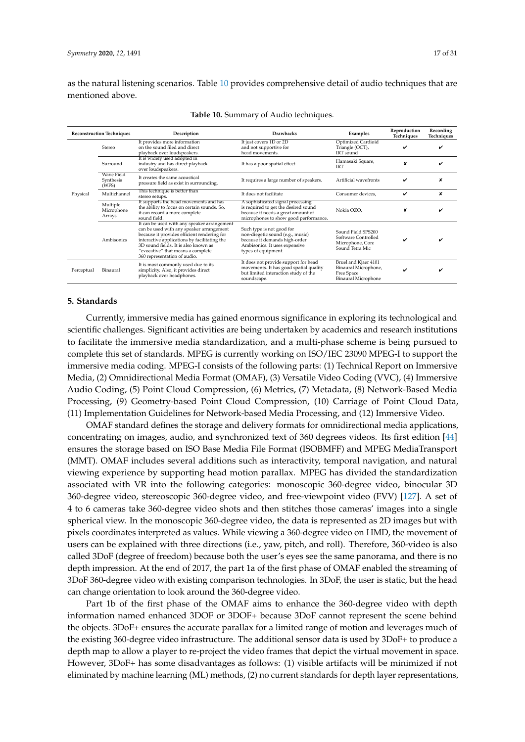as the natural listening scenarios. Table 10 provides comprehensive detail of audio techniques that are mentioned above.

**Table 10.** Summary of Audio techniques.

| Reconstruction Techniques | | Description | Drawbacks | Examples | Reproduction Techniques | Recording Techniques |
|---|---|---|---|---|---|---|
| Physical | Stereo | It provides more information on the sound filed and direct playback over loudspeakers. | It just covers 1D or 2D and not supportive for head movements. | Optimized Cardioid Triangle (OCT), IRT sound | ✔ | ✔ |
| | Surround | It is widely used adopted in industry and has direct playback over loudspeakers. | It has a poor spatial effect. | Hamasaki Square, IRT | ✘ | ✔ |
| | Wave Field Synthesis (WFS) | It creates the same acoustical pressure field as exist in surrounding. | It requires a large number of speakers. | Artificial wavefronts | ✔ | ✘ |
| | Multichannel | This technique is better than stereo setups. | It does not facilitate | Consumer devices, | ✔ | ✘ |
| | Multiple Microphone Arrays | It supports the head movements and has the ability to focus on certain sounds. So, it can record a more complete sound field. | A sophisticated signal processing is required to get the desired sound because it needs a great amount of microphones to show good performance. | Nokia OZO, | ✘ | ✔ |
| | Ambisonics | It can be used with any speaker arrangement can be used with any speaker arrangement because it provides efficient rendering for interactive applications by facilitating the 3D sound fields. It is also known as "evocative" that means a complete 360 representation of audio. | Such type is not good for non-diegetic sound (e.g., music) because it demands high-order Ambisonics. It uses expensive types of equipment. | Sound Field SPS200 Software Controlled Microphone, Core Sound Tetra Mic | ✔ | ✔ |
| Perceptual | Binaural | It is most commonly used due to its simplicity. Also, it provides direct playback over headphones. | It does not provide support for head movements. It has good spatial quality but limited interaction study of the soundscape. | Bruel and Kjaer 4101 Binaural Microphone, Free Space Binaural Microphone | ✔ | ✔ |

## 5. Standards

Currently, immersive media has gained enormous significance in exploring its technological and scientific challenges. Significant activities are being undertaken by academics and research institutions to facilitate the immersive media standardization, and a multi-phase scheme is being pursued to complete this set of standards. MPEG is currently working on ISO/IEC 23090 MPEG-I to support the immersive media coding. MPEG-I consists of the following parts: (1) Technical Report on Immersive Media, (2) Omnidirectional Media Format (OMAF), (3) Versatile Video Coding (VVC), (4) Immersive Audio Coding, (5) Point Cloud Compression, (6) Metrics, (7) Metadata, (8) Network-Based Media Processing, (9) Geometry-based Point Cloud Compression, (10) Carriage of Point Cloud Data, (11) Implementation Guidelines for Network-based Media Processing, and (12) Immersive Video.

OMAF standard defines the storage and delivery formats for omnidirectional media applications, concentrating on images, audio, and synchronized text of 360 degrees videos. Its first edition [44] ensures the storage based on ISO Base Media File Format (ISOBMFF) and MPEG MediaTransport (MMT). OMAF includes several additions such as interactivity, temporal navigation, and natural viewing experience by supporting head motion parallax. MPEG has divided the standardization associated with VR into the following categories: monoscopic 360-degree video, binocular 3D 360-degree video, stereoscopic 360-degree video, and free-viewpoint video (FVV) [127]. A set of 4 to 6 cameras take 360-degree video shots and then stitches those cameras' images into a single spherical view. In the monoscopic 360-degree video, the data is represented as 2D images but with pixels coordinates interpreted as values. While viewing a 360-degree video on HMD, the movement of users can be explained with three directions (i.e., yaw, pitch, and roll). Therefore, 360-video is also called 3DoF (degree of freedom) because both the user's eyes see the same panorama, and there is no depth impression. At the end of 2017, the part 1a of the first phase of OMAF enabled the streaming of 3DoF 360-degree video with existing comparison technologies. In 3DoF, the user is static, but the head can change orientation to look around the 360-degree video.

Part 1b of the first phase of the OMAF aims to enhance the 360-degree video with depth information named enhanced 3DOF or 3DOF+ because 3DoF cannot represent the scene behind the objects. 3DoF+ ensures the accurate parallax for a limited range of motion and leverages much of the existing 360-degree video infrastructure. The additional sensor data is used by 3DoF+ to produce a depth map to allow a player to re-project the video frames that depict the virtual movement in space. However, 3DoF+ has some disadvantages as follows: (1) visible artifacts will be minimized if not eliminated by machine learning (ML) methods, (2) no current standards for depth layer representations,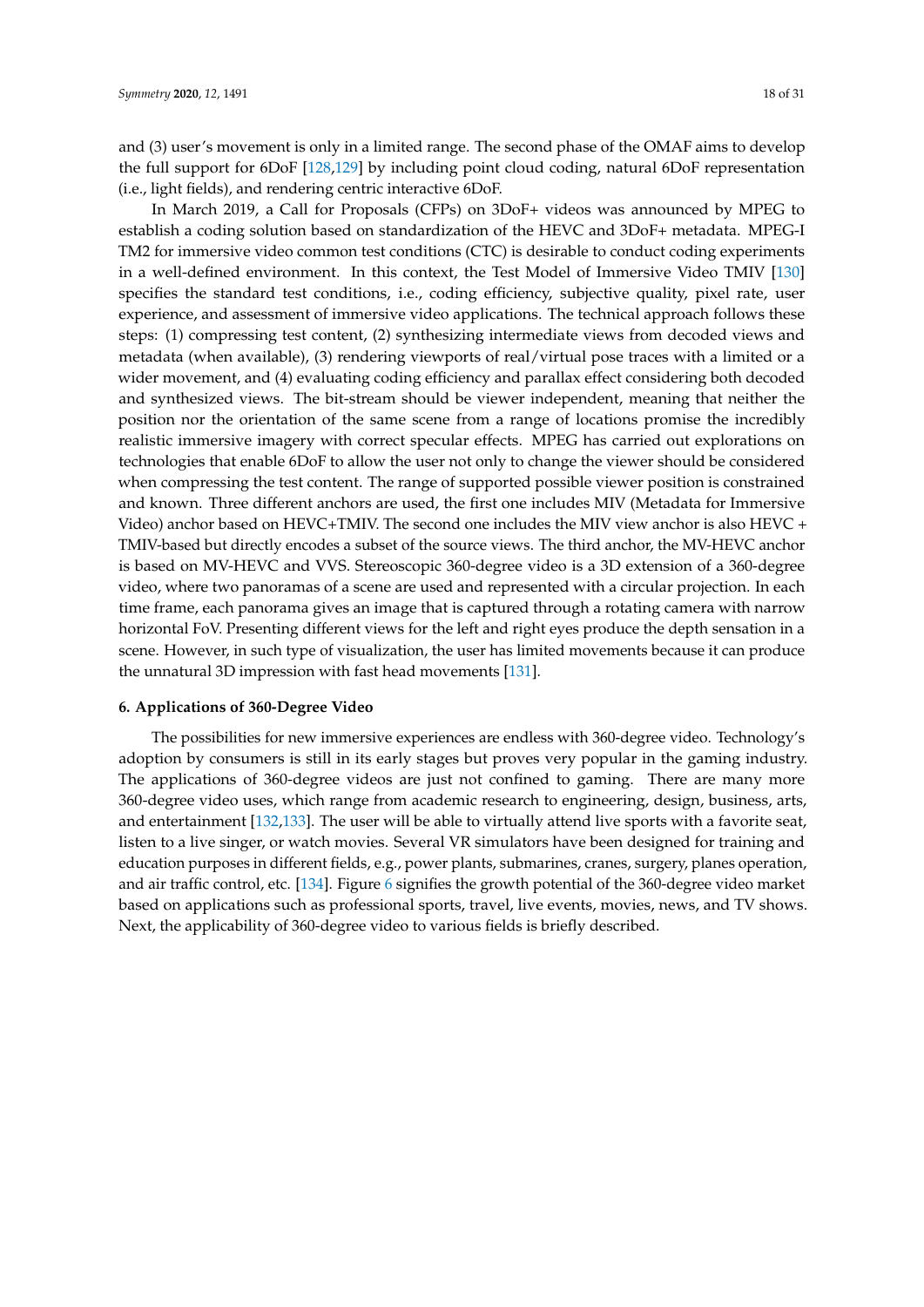and (3) user's movement is only in a limited range. The second phase of the OMAF aims to develop the full support for 6DoF [128,129] by including point cloud coding, natural 6DoF representation (i.e., light fields), and rendering centric interactive 6DoF.

In March 2019, a Call for Proposals (CFPs) on 3DoF+ videos was announced by MPEG to establish a coding solution based on standardization of the HEVC and 3DoF+ metadata. MPEG-I TM2 for immersive video common test conditions (CTC) is desirable to conduct coding experiments in a well-defined environment. In this context, the Test Model of Immersive Video TMIV [130] specifies the standard test conditions, i.e., coding efficiency, subjective quality, pixel rate, user experience, and assessment of immersive video applications. The technical approach follows these steps: (1) compressing test content, (2) synthesizing intermediate views from decoded views and metadata (when available), (3) rendering viewports of real/virtual pose traces with a limited or a wider movement, and (4) evaluating coding efficiency and parallax effect considering both decoded and synthesized views. The bit-stream should be viewer independent, meaning that neither the position nor the orientation of the same scene from a range of locations promise the incredibly realistic immersive imagery with correct specular effects. MPEG has carried out explorations on technologies that enable 6DoF to allow the user not only to change the viewer should be considered when compressing the test content. The range of supported possible viewer position is constrained and known. Three different anchors are used, the first one includes MIV (Metadata for Immersive Video) anchor based on HEVC+TMIV. The second one includes the MIV view anchor is also HEVC + TMIV-based but directly encodes a subset of the source views. The third anchor, the MV-HEVC anchor is based on MV-HEVC and VVS. Stereoscopic 360-degree video is a 3D extension of a 360-degree video, where two panoramas of a scene are used and represented with a circular projection. In each time frame, each panorama gives an image that is captured through a rotating camera with narrow horizontal FoV. Presenting different views for the left and right eyes produce the depth sensation in a scene. However, in such type of visualization, the user has limited movements because it can produce the unnatural 3D impression with fast head movements [131].

## 6. Applications of 360-Degree Video

The possibilities for new immersive experiences are endless with 360-degree video. Technology's adoption by consumers is still in its early stages but proves very popular in the gaming industry. The applications of 360-degree videos are just not confined to gaming. There are many more 360-degree video uses, which range from academic research to engineering, design, business, arts, and entertainment [132,133]. The user will be able to virtually attend live sports with a favorite seat, listen to a live singer, or watch movies. Several VR simulators have been designed for training and education purposes in different fields, e.g., power plants, submarines, cranes, surgery, planes operation, and air traffic control, etc. [134]. Figure 6 signifies the growth potential of the 360-degree video market based on applications such as professional sports, travel, live events, movies, news, and TV shows. Next, the applicability of 360-degree video to various fields is briefly described.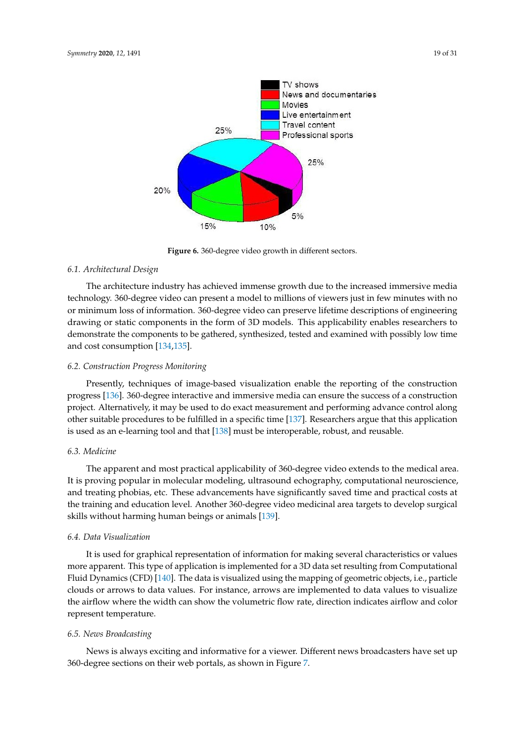Figure 6. 360-degree video growth in different sectors.

### 6.1. Architectural Design

The architecture industry has achieved immense growth due to the increased immersive media technology. 360-degree video can present a model to millions of viewers just in few minutes with no or minimum loss of information. 360-degree video can preserve lifetime descriptions of engineering drawing or static components in the form of 3D models. This applicability enables researchers to demonstrate the components to be gathered, synthesized, tested and examined with possibly low time and cost consumption [134,135].

### 6.2. Construction Progress Monitoring

Presently, techniques of image-based visualization enable the reporting of the construction progress [136]. 360-degree interactive and immersive media can ensure the success of a construction project. Alternatively, it may be used to do exact measurement and performing advance control along other suitable procedures to be fulfilled in a specific time [137]. Researchers argue that this application is used as an e-learning tool and that [138] must be interoperable, robust, and reusable.

### 6.3. Medicine

The apparent and most practical applicability of 360-degree video extends to the medical area. It is proving popular in molecular modeling, ultrasound echography, computational neuroscience, and treating phobias, etc. These advancements have significantly saved time and practical costs at the training and education level. Another 360-degree video medicinal area targets to develop surgical skills without harming human beings or animals [139].

### 6.4. Data Visualization

It is used for graphical representation of information for making several characteristics or values more apparent. This type of application is implemented for a 3D data set resulting from Computational Fluid Dynamics (CFD) [140]. The data is visualized using the mapping of geometric objects, i.e., particle clouds or arrows to data values. For instance, arrows are implemented to data values to visualize the airflow where the width can show the volumetric flow rate, direction indicates airflow and color represent temperature.

### 6.5. News Broadcasting

News is always exciting and informative for a viewer. Different news broadcasters have set up 360-degree sections on their web portals, as shown in Figure 7.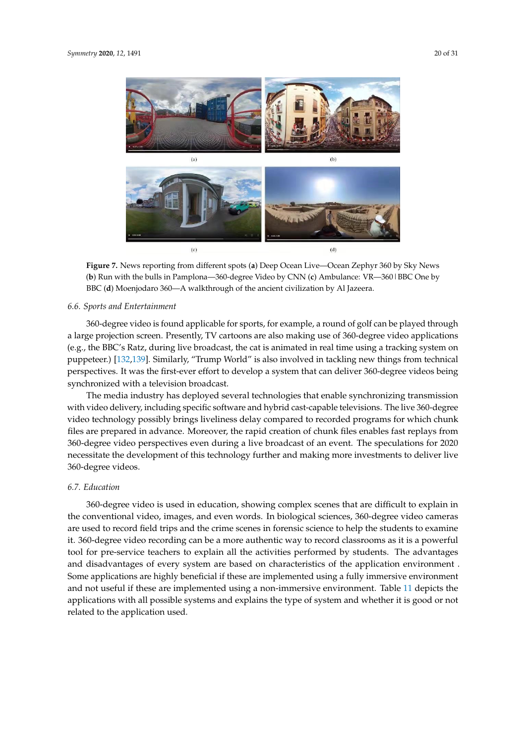(a)

(b)

(c)

(d)

**Figure 7.** News reporting from different spots (**a**) Deep Ocean Live—Ocean Zephyr 360 by Sky News (**b**) Run with the bulls in Pamplona—360-degree Video by CNN (**c**) Ambulance: VR—360 | BBC One by BBC (**d**) Moenjodaro 360—A walkthrough of the ancient civilization by Al Jazeera.

### *6.6. Sports and Entertainment*

360-degree video is found applicable for sports, for example, a round of golf can be played through a large projection screen. Presently, TV cartoons are also making use of 360-degree video applications (e.g., the BBC's Ratz, during live broadcast, the cat is animated in real time using a tracking system on puppeteer.) [132,139]. Similarly, "Trump World" is also involved in tackling new things from technical perspectives. It was the first-ever effort to develop a system that can deliver 360-degree videos being synchronized with a television broadcast.

The media industry has deployed several technologies that enable synchronizing transmission with video delivery, including specific software and hybrid cast-capable televisions. The live 360-degree video technology possibly brings liveliness delay compared to recorded programs for which chunk files are prepared in advance. Moreover, the rapid creation of chunk files enables fast replays from 360-degree video perspectives even during a live broadcast of an event. The speculations for 2020 necessitate the development of this technology further and making more investments to deliver live 360-degree videos.

### *6.7. Education*

360-degree video is used in education, showing complex scenes that are difficult to explain in the conventional video, images, and even words. In biological sciences, 360-degree video cameras are used to record field trips and the crime scenes in forensic science to help the students to examine it. 360-degree video recording can be a more authentic way to record classrooms as it is a powerful tool for pre-service teachers to explain all the activities performed by students. The advantages and disadvantages of every system are based on characteristics of the application environment . Some applications are highly beneficial if these are implemented using a fully immersive environment and not useful if these are implemented using a non-immersive environment. Table 11 depicts the applications with all possible systems and explains the type of system and whether it is good or not related to the application used.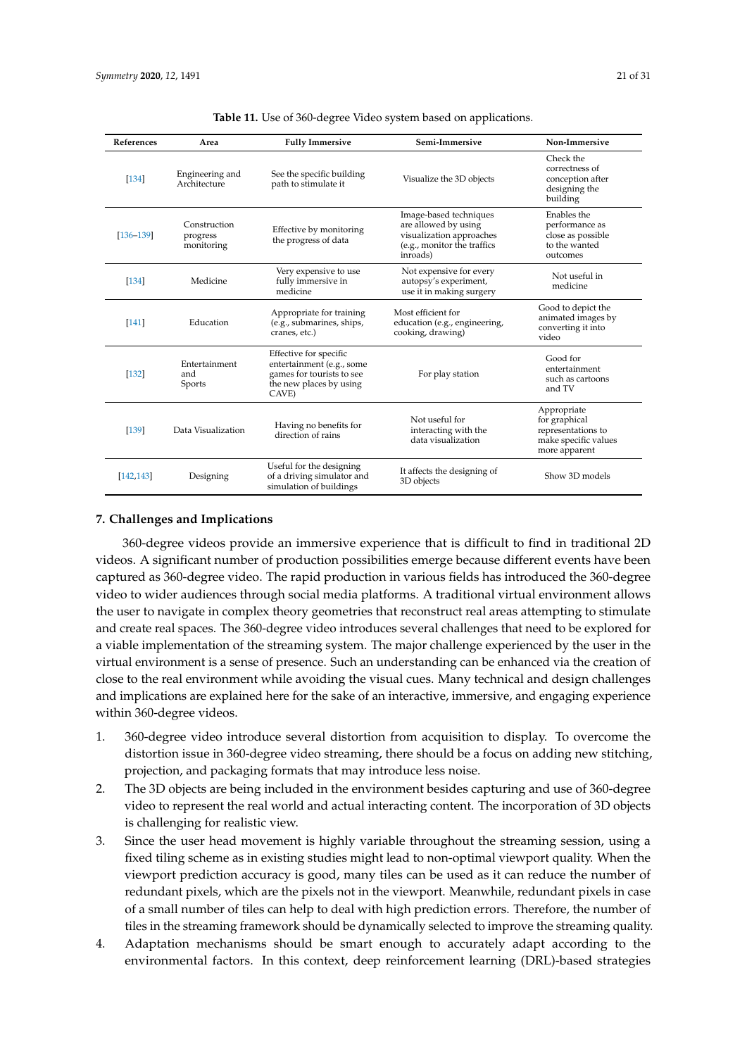**Table 11.** Use of 360-degree Video system based on applications.

| References | Area | Fully Immersive | Semi-Immersive | Non-Immersive |
|---|---|---|---|---|
| [134] | Engineering and Architecture | See the specific building path to stimulate it | Visualize the 3D objects | Check the correctness of conception after designing the building |
| [136–139] | Construction progress monitoring | Effective by monitoring the progress of data | Image-based techniques are allowed by using visualization approaches (e.g., monitor the traffics inroads) | Enables the performance as close as possible to the wanted outcomes |
| [134] | Medicine | Very expensive to use fully immersive in medicine | Not expensive for every autopsy's experiment, use it in making surgery | Not useful in medicine |
| [141] | Education | Appropriate for training (e.g., submarines, ships, cranes, etc.) | Most efficient for education (e.g., engineering, cooking, drawing) | Good to depict the animated images by converting it into video |
| [132] | Entertainment and Sports | Effective for specific entertainment (e.g., some games for tourists to see the new places by using CAVE) | For play station | Good for entertainment such as cartoons and TV |
| [139] | Data Visualization | Having no benefits for direction of rains | Not useful for interacting with the data visualization | Appropriate for graphical representations to make specific values more apparent |
| [142,143] | Designing | Useful for the designing of a driving simulator and simulation of buildings | It affects the designing of 3D objects | Show 3D models |

## 7. Challenges and Implications

360-degree videos provide an immersive experience that is difficult to find in traditional 2D videos. A significant number of production possibilities emerge because different events have been captured as 360-degree video. The rapid production in various fields has introduced the 360-degree video to wider audiences through social media platforms. A traditional virtual environment allows the user to navigate in complex theory geometries that reconstruct real areas attempting to stimulate and create real spaces. The 360-degree video introduces several challenges that need to be explored for a viable implementation of the streaming system. The major challenge experienced by the user in the virtual environment is a sense of presence. Such an understanding can be enhanced via the creation of close to the real environment while avoiding the visual cues. Many technical and design challenges and implications are explained here for the sake of an interactive, immersive, and engaging experience within 360-degree videos.

1. 360-degree video introduce several distortion from acquisition to display. To overcome the distortion issue in 360-degree video streaming, there should be a focus on adding new stitching, projection, and packaging formats that may introduce less noise.
2. The 3D objects are being included in the environment besides capturing and use of 360-degree video to represent the real world and actual interacting content. The incorporation of 3D objects is challenging for realistic view.
3. Since the user head movement is highly variable throughout the streaming session, using a fixed tiling scheme as in existing studies might lead to non-optimal viewport quality. When the viewport prediction accuracy is good, many tiles can be used as it can reduce the number of redundant pixels, which are the pixels not in the viewport. Meanwhile, redundant pixels in case of a small number of tiles can help to deal with high prediction errors. Therefore, the number of tiles in the streaming framework should be dynamically selected to improve the streaming quality.
4. Adaptation mechanisms should be smart enough to accurately adapt according to the environmental factors. In this context, deep reinforcement learning (DRL)-based strategies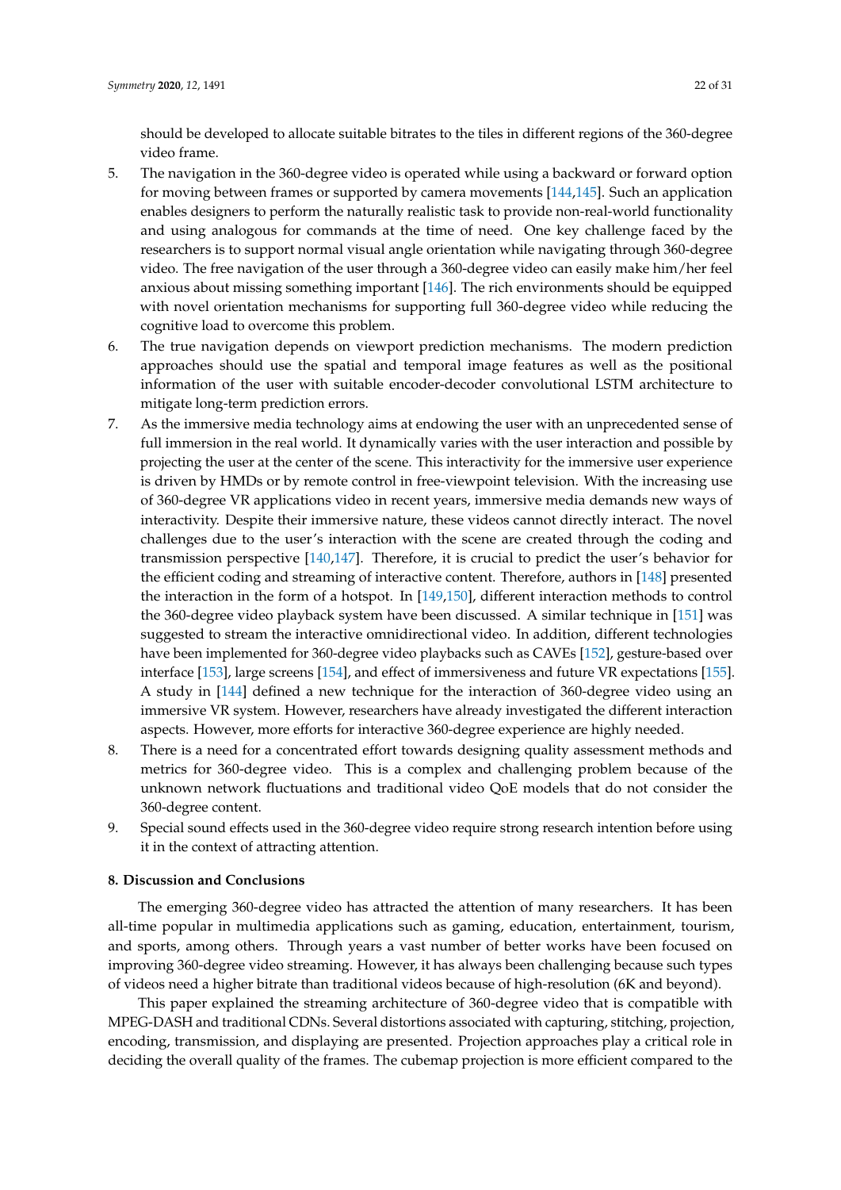should be developed to allocate suitable bitrates to the tiles in different regions of the 360-degree video frame.

5. The navigation in the 360-degree video is operated while using a backward or forward option for moving between frames or supported by camera movements [144,145]. Such an application enables designers to perform the naturally realistic task to provide non-real-world functionality and using analogous for commands at the time of need. One key challenge faced by the researchers is to support normal visual angle orientation while navigating through 360-degree video. The free navigation of the user through a 360-degree video can easily make him/her feel anxious about missing something important [146]. The rich environments should be equipped with novel orientation mechanisms for supporting full 360-degree video while reducing the cognitive load to overcome this problem.
6. The true navigation depends on viewport prediction mechanisms. The modern prediction approaches should use the spatial and temporal image features as well as the positional information of the user with suitable encoder-decoder convolutional LSTM architecture to mitigate long-term prediction errors.
7. As the immersive media technology aims at endowing the user with an unprecedented sense of full immersion in the real world. It dynamically varies with the user interaction and possible by projecting the user at the center of the scene. This interactivity for the immersive user experience is driven by HMDs or by remote control in free-viewpoint television. With the increasing use of 360-degree VR applications video in recent years, immersive media demands new ways of interactivity. Despite their immersive nature, these videos cannot directly interact. The novel challenges due to the user's interaction with the scene are created through the coding and transmission perspective [140,147]. Therefore, it is crucial to predict the user's behavior for the efficient coding and streaming of interactive content. Therefore, authors in [148] presented the interaction in the form of a hotspot. In [149,150], different interaction methods to control the 360-degree video playback system have been discussed. A similar technique in [151] was suggested to stream the interactive omnidirectional video. In addition, different technologies have been implemented for 360-degree video playbacks such as CAVEs [152], gesture-based over interface [153], large screens [154], and effect of immersiveness and future VR expectations [155]. A study in [144] defined a new technique for the interaction of 360-degree video using an immersive VR system. However, researchers have already investigated the different interaction aspects. However, more efforts for interactive 360-degree experience are highly needed.
8. There is a need for a concentrated effort towards designing quality assessment methods and metrics for 360-degree video. This is a complex and challenging problem because of the unknown network fluctuations and traditional video QoE models that do not consider the 360-degree content.
9. Special sound effects used in the 360-degree video require strong research intention before using it in the context of attracting attention.

## 8. Discussion and Conclusions

The emerging 360-degree video has attracted the attention of many researchers. It has been all-time popular in multimedia applications such as gaming, education, entertainment, tourism, and sports, among others. Through years a vast number of better works have been focused on improving 360-degree video streaming. However, it has always been challenging because such types of videos need a higher bitrate than traditional videos because of high-resolution (6K and beyond).

This paper explained the streaming architecture of 360-degree video that is compatible with MPEG-DASH and traditional CDNs. Several distortions associated with capturing, stitching, projection, encoding, transmission, and displaying are presented. Projection approaches play a critical role in deciding the overall quality of the frames. The cubemap projection is more efficient compared to the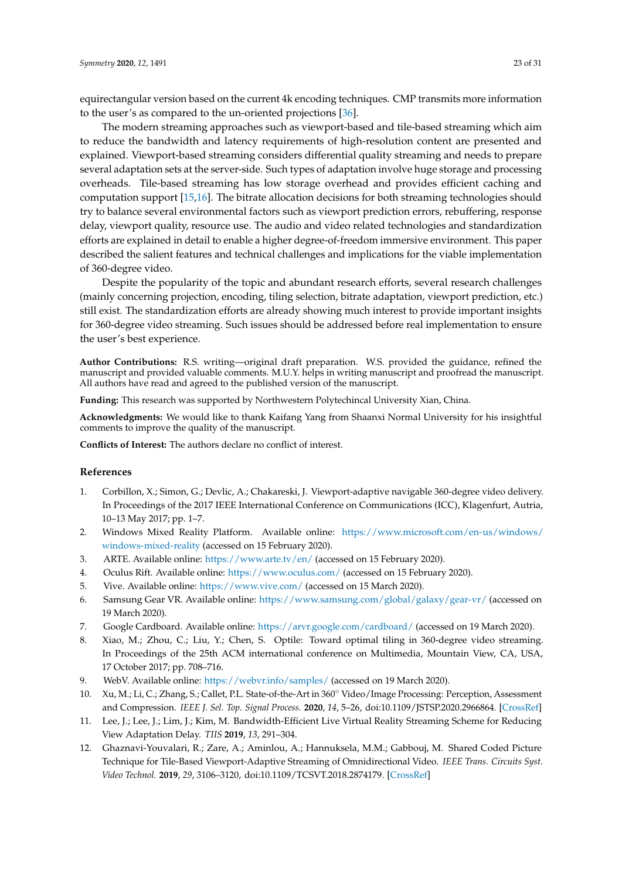equirectangular version based on the current 4k encoding techniques. CMP transmits more information to the user's as compared to the un-oriented projections [36].

The modern streaming approaches such as viewport-based and tile-based streaming which aim to reduce the bandwidth and latency requirements of high-resolution content are presented and explained. Viewport-based streaming considers differential quality streaming and needs to prepare several adaptation sets at the server-side. Such types of adaptation involve huge storage and processing overheads. Tile-based streaming has low storage overhead and provides efficient caching and computation support [15,16]. The bitrate allocation decisions for both streaming technologies should try to balance several environmental factors such as viewport prediction errors, rebuffering, response delay, viewport quality, resource use. The audio and video related technologies and standardization efforts are explained in detail to enable a higher degree-of-freedom immersive environment. This paper described the salient features and technical challenges and implications for the viable implementation of 360-degree video.

Despite the popularity of the topic and abundant research efforts, several research challenges (mainly concerning projection, encoding, tiling selection, bitrate adaptation, viewport prediction, etc.) still exist. The standardization efforts are already showing much interest to provide important insights for 360-degree video streaming. Such issues should be addressed before real implementation to ensure the user's best experience.

**Author Contributions:** R.S. writing—original draft preparation. W.S. provided the guidance, refined the manuscript and provided valuable comments. M.U.Y. helps in writing manuscript and proofread the manuscript. All authors have read and agreed to the published version of the manuscript.

**Funding:** This research was supported by Northwestern Polytechincal University Xian, China.

**Acknowledgments:** We would like to thank Kaifang Yang from Shaanxi Normal University for his insightful comments to improve the quality of the manuscript.

**Conflicts of Interest:** The authors declare no conflict of interest.

## References

1. Corbillon, X.; Simon, G.; Devlic, A.; Chakareski, J. Viewport-adaptive navigable 360-degree video delivery. In Proceedings of the 2017 IEEE International Conference on Communications (ICC), Klagenfurt, Autria, 10–13 May 2017; pp. 1–7.
2. Windows Mixed Reality Platform. Available online: https://www.microsoft.com/en-us/windows/windows-mixed-reality (accessed on 15 February 2020).
3. ARTE. Available online: https://www.arte.tv/en/ (accessed on 15 February 2020).
4. Oculus Rift. Available online: https://www.oculus.com/ (accessed on 15 February 2020).
5. Vive. Available online: https://www.vive.com/ (accessed on 15 March 2020).
6. Samsung Gear VR. Available online: https://www.samsung.com/global/galaxy/gear-vr/ (accessed on 19 March 2020).
7. Google Cardboard. Available online: https://arvr.google.com/cardboard/ (accessed on 19 March 2020).
8. Xiao, M.; Zhou, C.; Liu, Y.; Chen, S. Optile: Toward optimal tiling in 360-degree video streaming. In Proceedings of the 25th ACM international conference on Multimedia, Mountain View, CA, USA, 17 October 2017; pp. 708–716.
9. WebV. Available online: https://webvr.info/samples/ (accessed on 19 March 2020).
10. Xu, M.; Li, C.; Zhang, S.; Callet, P.L. State-of-the-Art in 360° Video/Image Processing: Perception, Assessment and Compression. *IEEE J. Sel. Top. Signal Process.* **2020**, *14*, 5–26, doi:10.1109/JSTSP.2020.2966864. [CrossRef]
11. Lee, J.; Lee, J.; Lim, J.; Kim, M. Bandwidth-Efficient Live Virtual Reality Streaming Scheme for Reducing View Adaptation Delay. *TIIS* **2019**, *13*, 291–304.
12. Ghaznavi-Youvalari, R.; Zare, A.; Aminlou, A.; Hannuksela, M.M.; Gabbouj, M. Shared Coded Picture Technique for Tile-Based Viewport-Adaptive Streaming of Omnidirectional Video. *IEEE Trans. Circuits Syst. Video Technol.* **2019**, *29*, 3106–3120, doi:10.1109/TCSVT.2018.2874179. [CrossRef]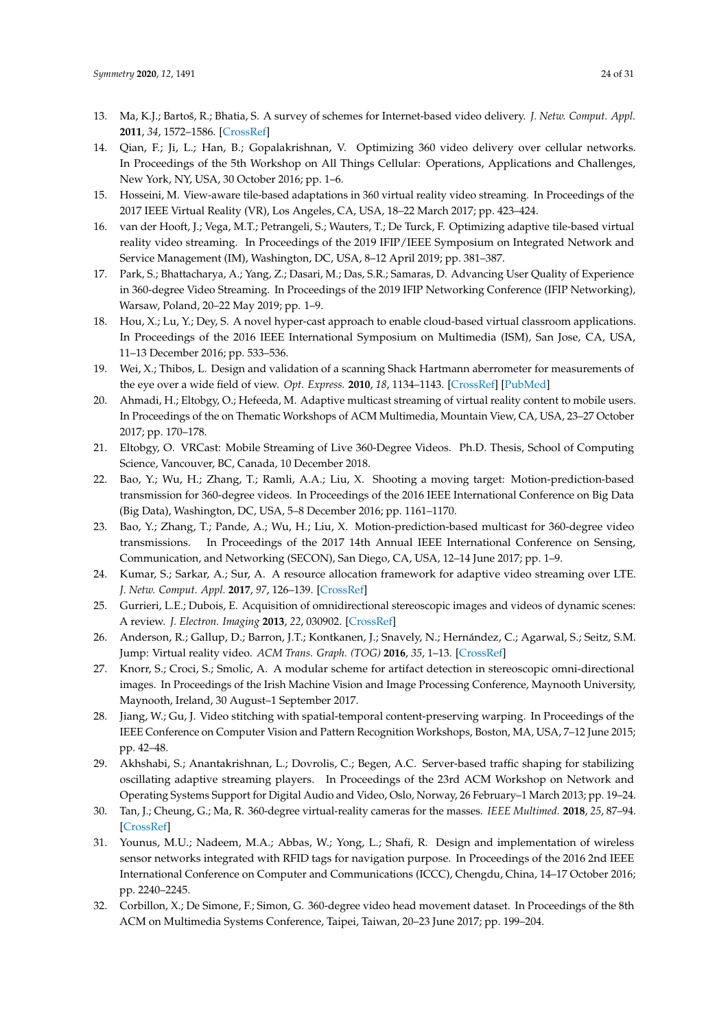13. Ma, K.J.; Bartoš, R.; Bhatia, S. A survey of schemes for Internet-based video delivery. *J. Netw. Comput. Appl.* **2011**, *34*, 1572–1586. [CrossRef]
14. Qian, F.; Ji, L.; Han, B.; Gopalakrishnan, V. Optimizing 360 video delivery over cellular networks. In Proceedings of the 5th Workshop on All Things Cellular: Operations, Applications and Challenges, New York, NY, USA, 30 October 2016; pp. 1–6.
15. Hosseini, M. View-aware tile-based adaptations in 360 virtual reality video streaming. In Proceedings of the 2017 IEEE Virtual Reality (VR), Los Angeles, CA, USA, 18–22 March 2017; pp. 423–424.
16. van der Hooft, J.; Vega, M.T.; Petrangeli, S.; Wauters, T.; De Turck, F. Optimizing adaptive tile-based virtual reality video streaming. In Proceedings of the 2019 IFIP/IEEE Symposium on Integrated Network and Service Management (IM), Washington, DC, USA, 8–12 April 2019; pp. 381–387.
17. Park, S.; Bhattacharya, A.; Yang, Z.; Dasari, M.; Das, S.R.; Samaras, D. Advancing User Quality of Experience in 360-degree Video Streaming. In Proceedings of the 2019 IFIP Networking Conference (IFIP Networking), Warsaw, Poland, 20–22 May 2019; pp. 1–9.
18. Hou, X.; Lu, Y.; Dey, S. A novel hyper-cast approach to enable cloud-based virtual classroom applications. In Proceedings of the 2016 IEEE International Symposium on Multimedia (ISM), San Jose, CA, USA, 11–13 December 2016; pp. 533–536.
19. Wei, X.; Thibos, L. Design and validation of a scanning Shack Hartmann aberrometer for measurements of the eye over a wide field of view. *Opt. Express.* **2010**, *18*, 1134–1143. [CrossRef] [PubMed]
20. Ahmadi, H.; Eltobgy, O.; Hefeeda, M. Adaptive multicast streaming of virtual reality content to mobile users. In Proceedings of the on Thematic Workshops of ACM Multimedia, Mountain View, CA, USA, 23–27 October 2017; pp. 170–178.
21. Eltobgy, O. VRCast: Mobile Streaming of Live 360-Degree Videos. Ph.D. Thesis, School of Computing Science, Vancouver, BC, Canada, 10 December 2018.
22. Bao, Y.; Wu, H.; Zhang, T.; Ramli, A.A.; Liu, X. Shooting a moving target: Motion-prediction-based transmission for 360-degree videos. In Proceedings of the 2016 IEEE International Conference on Big Data (Big Data), Washington, DC, USA, 5–8 December 2016; pp. 1161–1170.
23. Bao, Y.; Zhang, T.; Pande, A.; Wu, H.; Liu, X. Motion-prediction-based multicast for 360-degree video transmissions. In Proceedings of the 2017 14th Annual IEEE International Conference on Sensing, Communication, and Networking (SECON), San Diego, CA, USA, 12–14 June 2017; pp. 1–9.
24. Kumar, S.; Sarkar, A.; Sur, A. A resource allocation framework for adaptive video streaming over LTE. *J. Netw. Comput. Appl.* **2017**, *97*, 126–139. [CrossRef]
25. Gurrieri, L.E.; Dubois, E. Acquisition of omnidirectional stereoscopic images and videos of dynamic scenes: A review. *J. Electron. Imaging* **2013**, *22*, 030902. [CrossRef]
26. Anderson, R.; Gallup, D.; Barron, J.T.; Kontkanen, J.; Snavely, N.; Hernández, C.; Agarwal, S.; Seitz, S.M. Jump: Virtual reality video. *ACM Trans. Graph. (TOG)* **2016**, *35*, 1–13. [CrossRef]
27. Knorr, S.; Croci, S.; Smolic, A. A modular scheme for artifact detection in stereoscopic omni-directional images. In Proceedings of the Irish Machine Vision and Image Processing Conference, Maynooth University, Maynooth, Ireland, 30 August–1 September 2017.
28. Jiang, W.; Gu, J. Video stitching with spatial-temporal content-preserving warping. In Proceedings of the IEEE Conference on Computer Vision and Pattern Recognition Workshops, Boston, MA, USA, 7–12 June 2015; pp. 42–48.
29. Akhshabi, S.; Anantakrishnan, L.; Dovrolis, C.; Begen, A.C. Server-based traffic shaping for stabilizing oscillating adaptive streaming players. In Proceedings of the 23rd ACM Workshop on Network and Operating Systems Support for Digital Audio and Video, Oslo, Norway, 26 February–1 March 2013; pp. 19–24.
30. Tan, J.; Cheung, G.; Ma, R. 360-degree virtual-reality cameras for the masses. *IEEE Multimed.* **2018**, *25*, 87–94. [CrossRef]
31. Younus, M.U.; Nadeem, M.A.; Abbas, W.; Yong, L.; Shafi, R. Design and implementation of wireless sensor networks integrated with RFID tags for navigation purpose. In Proceedings of the 2016 2nd IEEE International Conference on Computer and Communications (ICCC), Chengdu, China, 14–17 October 2016; pp. 2240–2245.
32. Corbillon, X.; De Simone, F.; Simon, G. 360-degree video head movement dataset. In Proceedings of the 8th ACM on Multimedia Systems Conference, Taipei, Taiwan, 20–23 June 2017; pp. 199–204.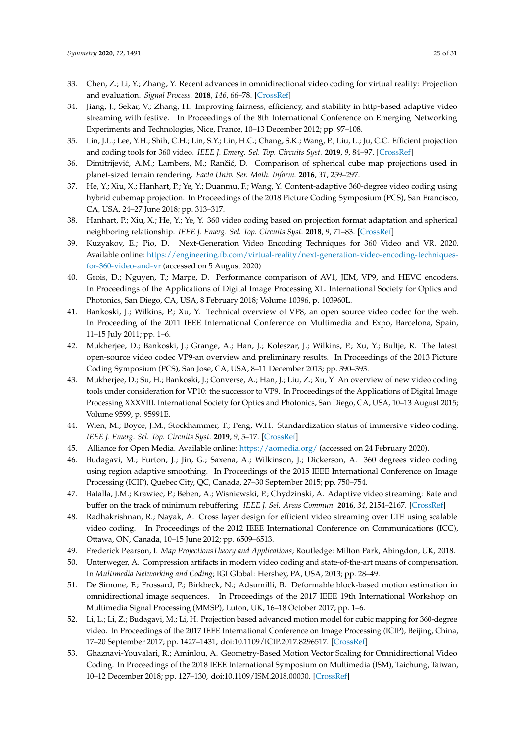33. Chen, Z.; Li, Y.; Zhang, Y. Recent advances in omnidirectional video coding for virtual reality: Projection and evaluation. *Signal Process.* **2018**, *146*, 66–78. [CrossRef]
34. Jiang, J.; Sekar, V.; Zhang, H. Improving fairness, efficiency, and stability in http-based adaptive video streaming with festive. In Proceedings of the 8th International Conference on Emerging Networking Experiments and Technologies, Nice, France, 10–13 December 2012; pp. 97–108.
35. Lin, J.L.; Lee, Y.H.; Shih, C.H.; Lin, S.Y.; Lin, H.C.; Chang, S.K.; Wang, P.; Liu, L.; Ju, C.C. Efficient projection and coding tools for 360 video. *IEEE J. Emerg. Sel. Top. Circuits Syst.* **2019**, *9*, 84–97. [CrossRef]
36. Dimitrijević, A.M.; Lambers, M.; Rančić, D. Comparison of spherical cube map projections used in planet-sized terrain rendering. *Facta Univ. Ser. Math. Inform.* **2016**, *31*, 259–297.
37. He, Y.; Xiu, X.; Hanhart, P.; Ye, Y.; Duanmu, F.; Wang, Y. Content-adaptive 360-degree video coding using hybrid cubemap projection. In Proceedings of the 2018 Picture Coding Symposium (PCS), San Francisco, CA, USA, 24–27 June 2018; pp. 313–317.
38. Hanhart, P.; Xiu, X.; He, Y.; Ye, Y. 360 video coding based on projection format adaptation and spherical neighboring relationship. *IEEE J. Emerg. Sel. Top. Circuits Syst.* **2018**, *9*, 71–83. [CrossRef]
39. Kuzyakov, E.; Pio, D. Next-Generation Video Encoding Techniques for 360 Video and VR. 2020. Available online: https://engineering.fb.com/virtual-reality/next-generation-video-encoding-techniques-for-360-video-and-vr (accessed on 5 August 2020)
40. Grois, D.; Nguyen, T.; Marpe, D. Performance comparison of AV1, JEM, VP9, and HEVC encoders. In Proceedings of the Applications of Digital Image Processing XL. International Society for Optics and Photonics, San Diego, CA, USA, 8 February 2018; Volume 10396, p. 103960L.
41. Bankoski, J.; Wilkins, P.; Xu, Y. Technical overview of VP8, an open source video codec for the web. In Proceeding of the 2011 IEEE International Conference on Multimedia and Expo, Barcelona, Spain, 11–15 July 2011; pp. 1–6.
42. Mukherjee, D.; Bankoski, J.; Grange, A.; Han, J.; Koleszar, J.; Wilkins, P.; Xu, Y.; Bultje, R. The latest open-source video codec VP9-an overview and preliminary results. In Proceedings of the 2013 Picture Coding Symposium (PCS), San Jose, CA, USA, 8–11 December 2013; pp. 390–393.
43. Mukherjee, D.; Su, H.; Bankoski, J.; Converse, A.; Han, J.; Liu, Z.; Xu, Y. An overview of new video coding tools under consideration for VP10: the successor to VP9. In Proceedings of the Applications of Digital Image Processing XXXVIII. International Society for Optics and Photonics, San Diego, CA, USA, 10–13 August 2015; Volume 9599, p. 95991E.
44. Wien, M.; Boyce, J.M.; Stockhammer, T.; Peng, W.H. Standardization status of immersive video coding. *IEEE J. Emerg. Sel. Top. Circuits Syst.* **2019**, *9*, 5–17. [CrossRef]
45. Alliance for Open Media. Available online: https://aomedia.org/ (accessed on 24 February 2020).
46. Budagavi, M.; Furton, J.; Jin, G.; Saxena, A.; Wilkinson, J.; Dickerson, A. 360 degrees video coding using region adaptive smoothing. In Proceedings of the 2015 IEEE International Conference on Image Processing (ICIP), Quebec City, QC, Canada, 27–30 September 2015; pp. 750–754.
47. Batalla, J.M.; Krawiec, P.; Beben, A.; Wisniewski, P.; Chydzinski, A. Adaptive video streaming: Rate and buffer on the track of minimum rebuffering. *IEEE J. Sel. Areas Commun.* **2016**, *34*, 2154–2167. [CrossRef]
48. Radhakrishnan, R.; Nayak, A. Cross layer design for efficient video streaming over LTE using scalable video coding. In Proceedings of the 2012 IEEE International Conference on Communications (ICC), Ottawa, ON, Canada, 10–15 June 2012; pp. 6509–6513.
49. Frederick Pearson, I. *Map ProjectionsTheory and Applications*; Routledge: Milton Park, Abingdon, UK, 2018.
50. Unterweger, A. Compression artifacts in modern video coding and state-of-the-art means of compensation. In *Multimedia Networking and Coding*; IGI Global: Hershey, PA, USA, 2013; pp. 28–49.
51. De Simone, F.; Frossard, P.; Birkbeck, N.; Adsumilli, B. Deformable block-based motion estimation in omnidirectional image sequences. In Proceedings of the 2017 IEEE 19th International Workshop on Multimedia Signal Processing (MMSP), Luton, UK, 16–18 October 2017; pp. 1–6.
52. Li, L.; Li, Z.; Budagavi, M.; Li, H. Projection based advanced motion model for cubic mapping for 360-degree video. In Proceedings of the 2017 IEEE International Conference on Image Processing (ICIP), Beijing, China, 17–20 September 2017; pp. 1427–1431, doi:10.1109/ICIP.2017.8296517. [CrossRef]
53. Ghaznavi-Youvalari, R.; Aminlou, A. Geometry-Based Motion Vector Scaling for Omnidirectional Video Coding. In Proceedings of the 2018 IEEE International Symposium on Multimedia (ISM), Taichung, Taiwan, 10–12 December 2018; pp. 127–130, doi:10.1109/ISM.2018.00030. [CrossRef]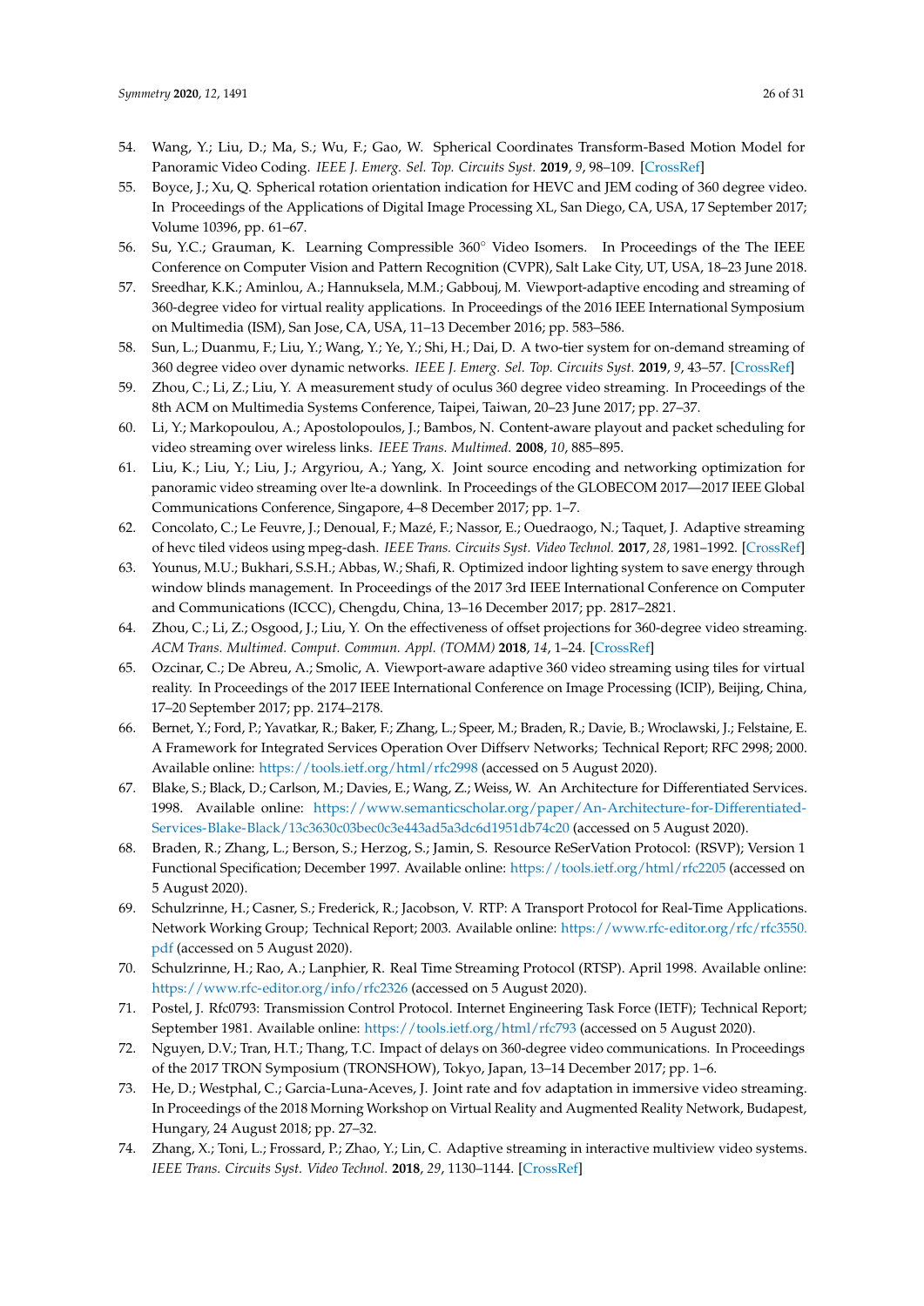54. Wang, Y.; Liu, D.; Ma, S.; Wu, F.; Gao, W. Spherical Coordinates Transform-Based Motion Model for Panoramic Video Coding. *IEEE J. Emerg. Sel. Top. Circuits Syst.* **2019**, *9*, 98–109. [CrossRef]
55. Boyce, J.; Xu, Q. Spherical rotation orientation indication for HEVC and JEM coding of 360 degree video. In Proceedings of the Applications of Digital Image Processing XL, San Diego, CA, USA, 17 September 2017; Volume 10396, pp. 61–67.
56. Su, Y.C.; Grauman, K. Learning Compressible 360° Video Isomers. In Proceedings of the The IEEE Conference on Computer Vision and Pattern Recognition (CVPR), Salt Lake City, UT, USA, 18–23 June 2018.
57. Sreedhar, K.K.; Aminlou, A.; Hannuksela, M.M.; Gabbouj, M. Viewport-adaptive encoding and streaming of 360-degree video for virtual reality applications. In Proceedings of the 2016 IEEE International Symposium on Multimedia (ISM), San Jose, CA, USA, 11–13 December 2016; pp. 583–586.
58. Sun, L.; Duanmu, F.; Liu, Y.; Wang, Y.; Ye, Y.; Shi, H.; Dai, D. A two-tier system for on-demand streaming of 360 degree video over dynamic networks. *IEEE J. Emerg. Sel. Top. Circuits Syst.* **2019**, *9*, 43–57. [CrossRef]
59. Zhou, C.; Li, Z.; Liu, Y. A measurement study of oculus 360 degree video streaming. In Proceedings of the 8th ACM on Multimedia Systems Conference, Taipei, Taiwan, 20–23 June 2017; pp. 27–37.
60. Li, Y.; Markopoulou, A.; Apostolopoulos, J.; Bambos, N. Content-aware playout and packet scheduling for video streaming over wireless links. *IEEE Trans. Multimed.* **2008**, *10*, 885–895.
61. Liu, K.; Liu, Y.; Liu, J.; Argyriou, A.; Yang, X. Joint source encoding and networking optimization for panoramic video streaming over lte-a downlink. In Proceedings of the GLOBECOM 2017—2017 IEEE Global Communications Conference, Singapore, 4–8 December 2017; pp. 1–7.
62. Concolato, C.; Le Feuvre, J.; Denoual, F.; Mazé, F.; Nassor, E.; Ouedraogo, N.; Taquet, J. Adaptive streaming of hevc tiled videos using mpeg-dash. *IEEE Trans. Circuits Syst. Video Technol.* **2017**, *28*, 1981–1992. [CrossRef]
63. Younus, M.U.; Bukhari, S.S.H.; Abbas, W.; Shafi, R. Optimized indoor lighting system to save energy through window blinds management. In Proceedings of the 2017 3rd IEEE International Conference on Computer and Communications (ICCC), Chengdu, China, 13–16 December 2017; pp. 2817–2821.
64. Zhou, C.; Li, Z.; Osgood, J.; Liu, Y. On the effectiveness of offset projections for 360-degree video streaming. *ACM Trans. Multimed. Comput. Commun. Appl. (TOMM)* **2018**, *14*, 1–24. [CrossRef]
65. Ozcinar, C.; De Abreu, A.; Smolic, A. Viewport-aware adaptive 360 video streaming using tiles for virtual reality. In Proceedings of the 2017 IEEE International Conference on Image Processing (ICIP), Beijing, China, 17–20 September 2017; pp. 2174–2178.
66. Bernet, Y.; Ford, P.; Yavatkar, R.; Baker, F.; Zhang, L.; Speer, M.; Braden, R.; Davie, B.; Wroclawski, J.; Felstaine, E. A Framework for Integrated Services Operation Over Diffserv Networks; Technical Report; RFC 2998; 2000. Available online: https://tools.ietf.org/html/rfc2998 (accessed on 5 August 2020).
67. Blake, S.; Black, D.; Carlson, M.; Davies, E.; Wang, Z.; Weiss, W. An Architecture for Differentiated Services. 1998. Available online: https://www.semanticscholar.org/paper/An-Architecture-for-Differentiated-Services-Blake-Black/13c3630c03bec0c3e443ad5a3dc6d1951db74c20 (accessed on 5 August 2020).
68. Braden, R.; Zhang, L.; Berson, S.; Herzog, S.; Jamin, S. Resource ReSerVation Protocol: (RSVP); Version 1 Functional Specification; December 1997. Available online: https://tools.ietf.org/html/rfc2205 (accessed on 5 August 2020).
69. Schulzrinne, H.; Casner, S.; Frederick, R.; Jacobson, V. RTP: A Transport Protocol for Real-Time Applications. Network Working Group; Technical Report; 2003. Available online: https://www.rfc-editor.org/rfc/rfc3550.pdf (accessed on 5 August 2020).
70. Schulzrinne, H.; Rao, A.; Lanphier, R. Real Time Streaming Protocol (RTSP). April 1998. Available online: https://www.rfc-editor.org/info/rfc2326 (accessed on 5 August 2020).
71. Postel, J. Rfc0793: Transmission Control Protocol. Internet Engineering Task Force (IETF); Technical Report; September 1981. Available online: https://tools.ietf.org/html/rfc793 (accessed on 5 August 2020).
72. Nguyen, D.V.; Tran, H.T.; Thang, T.C. Impact of delays on 360-degree video communications. In Proceedings of the 2017 TRON Symposium (TRONSHOW), Tokyo, Japan, 13–14 December 2017; pp. 1–6.
73. He, D.; Westphal, C.; Garcia-Luna-Aceves, J. Joint rate and fov adaptation in immersive video streaming. In Proceedings of the 2018 Morning Workshop on Virtual Reality and Augmented Reality Network, Budapest, Hungary, 24 August 2018; pp. 27–32.
74. Zhang, X.; Toni, L.; Frossard, P.; Zhao, Y.; Lin, C. Adaptive streaming in interactive multiview video systems. *IEEE Trans. Circuits Syst. Video Technol.* **2018**, *29*, 1130–1144. [CrossRef]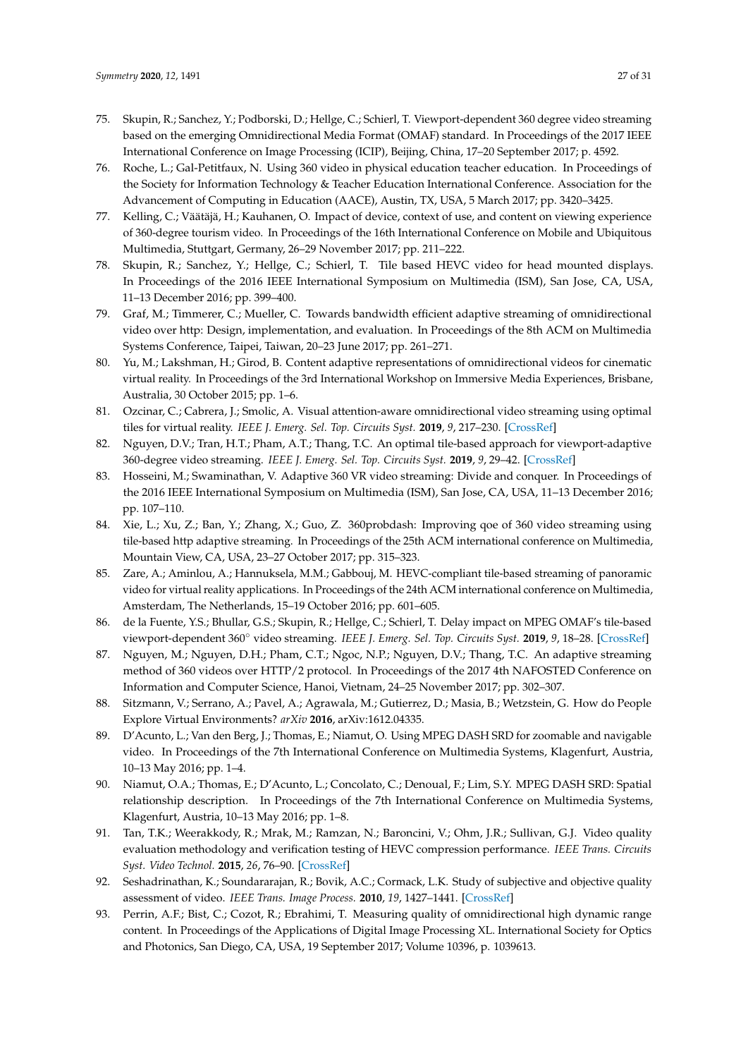75. Skupin, R.; Sanchez, Y.; Podborski, D.; Hellge, C.; Schierl, T. Viewport-dependent 360 degree video streaming based on the emerging Omnidirectional Media Format (OMAF) standard. In Proceedings of the 2017 IEEE International Conference on Image Processing (ICIP), Beijing, China, 17–20 September 2017; p. 4592.
76. Roche, L.; Gal-Petitfaux, N. Using 360 video in physical education teacher education. In Proceedings of the Society for Information Technology & Teacher Education International Conference. Association for the Advancement of Computing in Education (AACE), Austin, TX, USA, 5 March 2017; pp. 3420–3425.
77. Kelling, C.; Väätäjä, H.; Kauhanen, O. Impact of device, context of use, and content on viewing experience of 360-degree tourism video. In Proceedings of the 16th International Conference on Mobile and Ubiquitous Multimedia, Stuttgart, Germany, 26–29 November 2017; pp. 211–222.
78. Skupin, R.; Sanchez, Y.; Hellge, C.; Schierl, T. Tile based HEVC video for head mounted displays. In Proceedings of the 2016 IEEE International Symposium on Multimedia (ISM), San Jose, CA, USA, 11–13 December 2016; pp. 399–400.
79. Graf, M.; Timmerer, C.; Mueller, C. Towards bandwidth efficient adaptive streaming of omnidirectional video over http: Design, implementation, and evaluation. In Proceedings of the 8th ACM on Multimedia Systems Conference, Taipei, Taiwan, 20–23 June 2017; pp. 261–271.
80. Yu, M.; Lakshman, H.; Girod, B. Content adaptive representations of omnidirectional videos for cinematic virtual reality. In Proceedings of the 3rd International Workshop on Immersive Media Experiences, Brisbane, Australia, 30 October 2015; pp. 1–6.
81. Ozcinar, C.; Cabrera, J.; Smolic, A. Visual attention-aware omnidirectional video streaming using optimal tiles for virtual reality. *IEEE J. Emerg. Sel. Top. Circuits Syst.* **2019**, *9*, 217–230. [CrossRef]
82. Nguyen, D.V.; Tran, H.T.; Pham, A.T.; Thang, T.C. An optimal tile-based approach for viewport-adaptive 360-degree video streaming. *IEEE J. Emerg. Sel. Top. Circuits Syst.* **2019**, *9*, 29–42. [CrossRef]
83. Hosseini, M.; Swaminathan, V. Adaptive 360 VR video streaming: Divide and conquer. In Proceedings of the 2016 IEEE International Symposium on Multimedia (ISM), San Jose, CA, USA, 11–13 December 2016; pp. 107–110.
84. Xie, L.; Xu, Z.; Ban, Y.; Zhang, X.; Guo, Z. 360probdash: Improving qoe of 360 video streaming using tile-based http adaptive streaming. In Proceedings of the 25th ACM international conference on Multimedia, Mountain View, CA, USA, 23–27 October 2017; pp. 315–323.
85. Zare, A.; Aminlou, A.; Hannuksela, M.M.; Gabbouj, M. HEVC-compliant tile-based streaming of panoramic video for virtual reality applications. In Proceedings of the 24th ACM international conference on Multimedia, Amsterdam, The Netherlands, 15–19 October 2016; pp. 601–605.
86. de la Fuente, Y.S.; Bhullar, G.S.; Skupin, R.; Hellge, C.; Schierl, T. Delay impact on MPEG OMAF's tile-based viewport-dependent 360° video streaming. *IEEE J. Emerg. Sel. Top. Circuits Syst.* **2019**, *9*, 18–28. [CrossRef]
87. Nguyen, M.; Nguyen, D.H.; Pham, C.T.; Ngoc, N.P.; Nguyen, D.V.; Thang, T.C. An adaptive streaming method of 360 videos over HTTP/2 protocol. In Proceedings of the 2017 4th NAFOSTED Conference on Information and Computer Science, Hanoi, Vietnam, 24–25 November 2017; pp. 302–307.
88. Sitzmann, V.; Serrano, A.; Pavel, A.; Agrawala, M.; Gutierrez, D.; Masia, B.; Wetzstein, G. How do People Explore Virtual Environments? *arXiv* **2016**, arXiv:1612.04335.
89. D'Acunto, L.; Van den Berg, J.; Thomas, E.; Niamut, O. Using MPEG DASH SRD for zoomable and navigable video. In Proceedings of the 7th International Conference on Multimedia Systems, Klagenfurt, Austria, 10–13 May 2016; pp. 1–4.
90. Niamut, O.A.; Thomas, E.; D'Acunto, L.; Concolato, C.; Denoual, F.; Lim, S.Y. MPEG DASH SRD: Spatial relationship description. In Proceedings of the 7th International Conference on Multimedia Systems, Klagenfurt, Austria, 10–13 May 2016; pp. 1–8.
91. Tan, T.K.; Weerakkody, R.; Mrak, M.; Ramzan, N.; Baroncini, V.; Ohm, J.R.; Sullivan, G.J. Video quality evaluation methodology and verification testing of HEVC compression performance. *IEEE Trans. Circuits Syst. Video Technol.* **2015**, *26*, 76–90. [CrossRef]
92. Seshadrinathan, K.; Soundararajan, R.; Bovik, A.C.; Cormack, L.K. Study of subjective and objective quality assessment of video. *IEEE Trans. Image Process.* **2010**, *19*, 1427–1441. [CrossRef]
93. Perrin, A.F.; Bist, C.; Cozot, R.; Ebrahimi, T. Measuring quality of omnidirectional high dynamic range content. In Proceedings of the Applications of Digital Image Processing XL. International Society for Optics and Photonics, San Diego, CA, USA, 19 September 2017; Volume 10396, p. 1039613.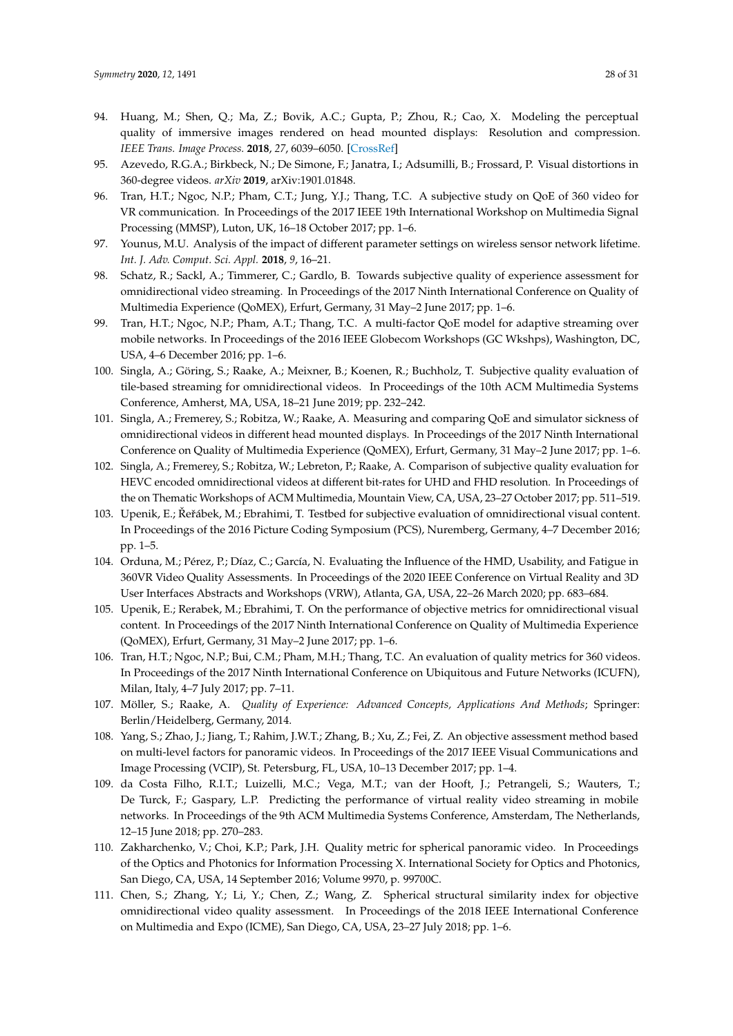94. Huang, M.; Shen, Q.; Ma, Z.; Bovik, A.C.; Gupta, P.; Zhou, R.; Cao, X. Modeling the perceptual quality of immersive images rendered on head mounted displays: Resolution and compression. *IEEE Trans. Image Process.* **2018**, *27*, 6039–6050. [CrossRef]
95. Azevedo, R.G.A.; Birkbeck, N.; De Simone, F.; Janatra, I.; Adsumilli, B.; Frossard, P. Visual distortions in 360-degree videos. *arXiv* **2019**, arXiv:1901.01848.
96. Tran, H.T.; Ngoc, N.P.; Pham, C.T.; Jung, Y.J.; Thang, T.C. A subjective study on QoE of 360 video for VR communication. In Proceedings of the 2017 IEEE 19th International Workshop on Multimedia Signal Processing (MMSP), Luton, UK, 16–18 October 2017; pp. 1–6.
97. Younus, M.U. Analysis of the impact of different parameter settings on wireless sensor network lifetime. *Int. J. Adv. Comput. Sci. Appl.* **2018**, *9*, 16–21.
98. Schatz, R.; Sackl, A.; Timmerer, C.; Gardlo, B. Towards subjective quality of experience assessment for omnidirectional video streaming. In Proceedings of the 2017 Ninth International Conference on Quality of Multimedia Experience (QoMEX), Erfurt, Germany, 31 May–2 June 2017; pp. 1–6.
99. Tran, H.T.; Ngoc, N.P.; Pham, A.T.; Thang, T.C. A multi-factor QoE model for adaptive streaming over mobile networks. In Proceedings of the 2016 IEEE Globecom Workshops (GC Wkshps), Washington, DC, USA, 4–6 December 2016; pp. 1–6.
100. Singla, A.; Göring, S.; Raake, A.; Meixner, B.; Koenen, R.; Buchholz, T. Subjective quality evaluation of tile-based streaming for omnidirectional videos. In Proceedings of the 10th ACM Multimedia Systems Conference, Amherst, MA, USA, 18–21 June 2019; pp. 232–242.
101. Singla, A.; Fremerey, S.; Robitza, W.; Raake, A. Measuring and comparing QoE and simulator sickness of omnidirectional videos in different head mounted displays. In Proceedings of the 2017 Ninth International Conference on Quality of Multimedia Experience (QoMEX), Erfurt, Germany, 31 May–2 June 2017; pp. 1–6.
102. Singla, A.; Fremerey, S.; Robitza, W.; Lebreton, P.; Raake, A. Comparison of subjective quality evaluation for HEVC encoded omnidirectional videos at different bit-rates for UHD and FHD resolution. In Proceedings of the on Thematic Workshops of ACM Multimedia, Mountain View, CA, USA, 23–27 October 2017; pp. 511–519.
103. Upenik, E.; Řeřábek, M.; Ebrahimi, T. Testbed for subjective evaluation of omnidirectional visual content. In Proceedings of the 2016 Picture Coding Symposium (PCS), Nuremberg, Germany, 4–7 December 2016; pp. 1–5.
104. Orduna, M.; Pérez, P.; Díaz, C.; García, N. Evaluating the Influence of the HMD, Usability, and Fatigue in 360VR Video Quality Assessments. In Proceedings of the 2020 IEEE Conference on Virtual Reality and 3D User Interfaces Abstracts and Workshops (VRW), Atlanta, GA, USA, 22–26 March 2020; pp. 683–684.
105. Upenik, E.; Rerabek, M.; Ebrahimi, T. On the performance of objective metrics for omnidirectional visual content. In Proceedings of the 2017 Ninth International Conference on Quality of Multimedia Experience (QoMEX), Erfurt, Germany, 31 May–2 June 2017; pp. 1–6.
106. Tran, H.T.; Ngoc, N.P.; Bui, C.M.; Pham, M.H.; Thang, T.C. An evaluation of quality metrics for 360 videos. In Proceedings of the 2017 Ninth International Conference on Ubiquitous and Future Networks (ICUFN), Milan, Italy, 4–7 July 2017; pp. 7–11.
107. Möller, S.; Raake, A. *Quality of Experience: Advanced Concepts, Applications And Methods*; Springer: Berlin/Heidelberg, Germany, 2014.
108. Yang, S.; Zhao, J.; Jiang, T.; Rahim, J.W.T.; Zhang, B.; Xu, Z.; Fei, Z. An objective assessment method based on multi-level factors for panoramic videos. In Proceedings of the 2017 IEEE Visual Communications and Image Processing (VCIP), St. Petersburg, FL, USA, 10–13 December 2017; pp. 1–4.
109. da Costa Filho, R.I.T.; Luizelli, M.C.; Vega, M.T.; van der Hooft, J.; Petrangeli, S.; Wauters, T.; De Turck, F.; Gaspary, L.P. Predicting the performance of virtual reality video streaming in mobile networks. In Proceedings of the 9th ACM Multimedia Systems Conference, Amsterdam, The Netherlands, 12–15 June 2018; pp. 270–283.
110. Zakharchenko, V.; Choi, K.P.; Park, J.H. Quality metric for spherical panoramic video. In Proceedings of the Optics and Photonics for Information Processing X. International Society for Optics and Photonics, San Diego, CA, USA, 14 September 2016; Volume 9970, p. 99700C.
111. Chen, S.; Zhang, Y.; Li, Y.; Chen, Z.; Wang, Z. Spherical structural similarity index for objective omnidirectional video quality assessment. In Proceedings of the 2018 IEEE International Conference on Multimedia and Expo (ICME), San Diego, CA, USA, 23–27 July 2018; pp. 1–6.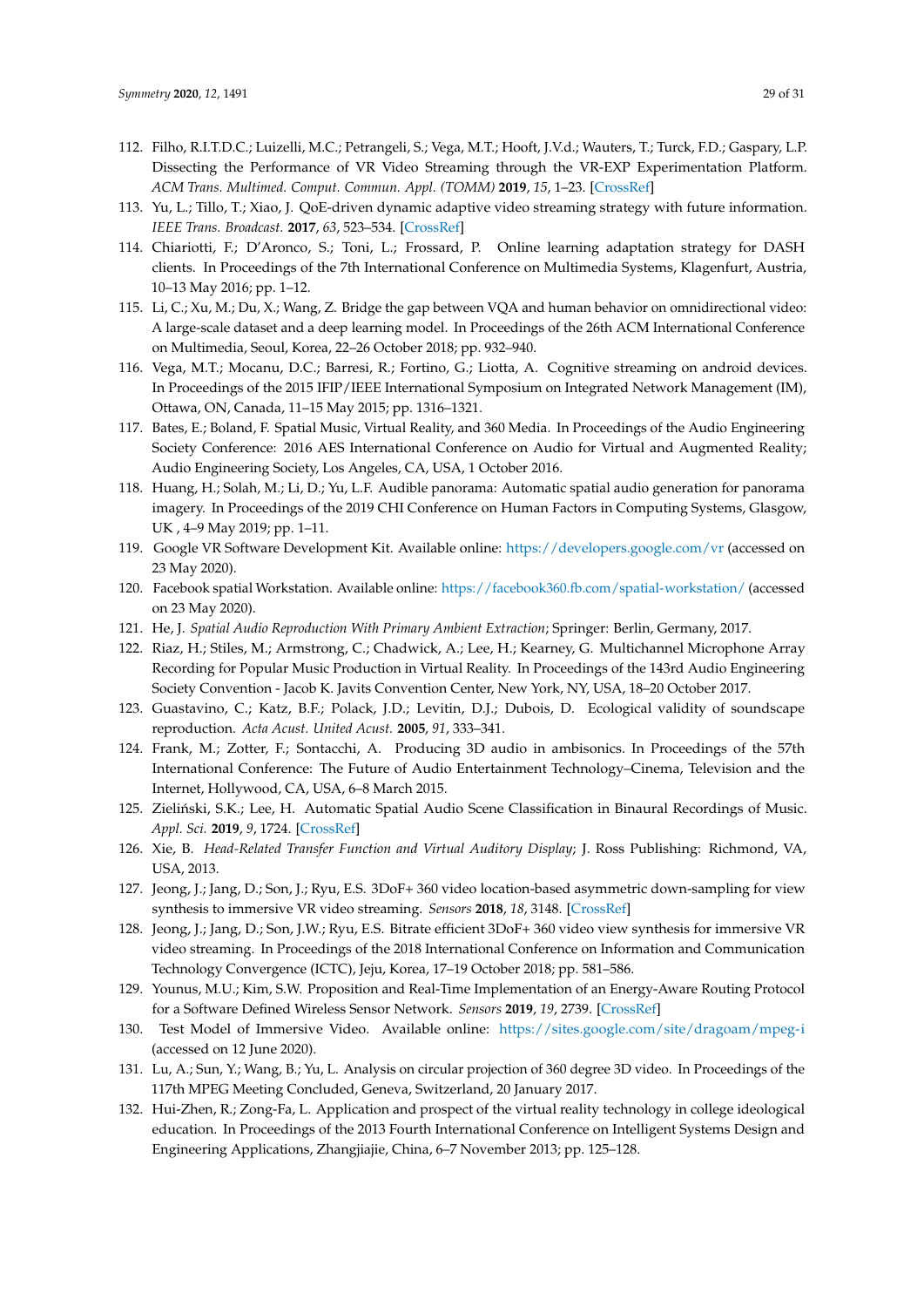112. Filho, R.I.T.D.C.; Luizelli, M.C.; Petrangeli, S.; Vega, M.T.; Hooft, J.V.d.; Wauters, T.; Turck, F.D.; Gaspary, L.P. Dissecting the Performance of VR Video Streaming through the VR-EXP Experimentation Platform. *ACM Trans. Multimed. Comput. Commun. Appl. (TOMM)* **2019**, *15*, 1–23. [CrossRef]
113. Yu, L.; Tillo, T.; Xiao, J. QoE-driven dynamic adaptive video streaming strategy with future information. *IEEE Trans. Broadcast.* **2017**, *63*, 523–534. [CrossRef]
114. Chiariotti, F.; D'Aronco, S.; Toni, L.; Frossard, P. Online learning adaptation strategy for DASH clients. In Proceedings of the 7th International Conference on Multimedia Systems, Klagenfurt, Austria, 10–13 May 2016; pp. 1–12.
115. Li, C.; Xu, M.; Du, X.; Wang, Z. Bridge the gap between VQA and human behavior on omnidirectional video: A large-scale dataset and a deep learning model. In Proceedings of the 26th ACM International Conference on Multimedia, Seoul, Korea, 22–26 October 2018; pp. 932–940.
116. Vega, M.T.; Mocanu, D.C.; Barresi, R.; Fortino, G.; Liotta, A. Cognitive streaming on android devices. In Proceedings of the 2015 IFIP/IEEE International Symposium on Integrated Network Management (IM), Ottawa, ON, Canada, 11–15 May 2015; pp. 1316–1321.
117. Bates, E.; Boland, F. Spatial Music, Virtual Reality, and 360 Media. In Proceedings of the Audio Engineering Society Conference: 2016 AES International Conference on Audio for Virtual and Augmented Reality; Audio Engineering Society, Los Angeles, CA, USA, 1 October 2016.
118. Huang, H.; Solah, M.; Li, D.; Yu, L.F. Audible panorama: Automatic spatial audio generation for panorama imagery. In Proceedings of the 2019 CHI Conference on Human Factors in Computing Systems, Glasgow, UK , 4–9 May 2019; pp. 1–11.
119. Google VR Software Development Kit. Available online: https://developers.google.com/vr (accessed on 23 May 2020).
120. Facebook spatial Workstation. Available online: https://facebook360.fb.com/spatial-workstation/ (accessed on 23 May 2020).
121. He, J. *Spatial Audio Reproduction With Primary Ambient Extraction*; Springer: Berlin, Germany, 2017.
122. Riaz, H.; Stiles, M.; Armstrong, C.; Chadwick, A.; Lee, H.; Kearney, G. Multichannel Microphone Array Recording for Popular Music Production in Virtual Reality. In Proceedings of the 143rd Audio Engineering Society Convention - Jacob K. Javits Convention Center, New York, NY, USA, 18–20 October 2017.
123. Guastavino, C.; Katz, B.F.; Polack, J.D.; Levitin, D.J.; Dubois, D. Ecological validity of soundscape reproduction. *Acta Acust. United Acust.* **2005**, *91*, 333–341.
124. Frank, M.; Zotter, F.; Sontacchi, A. Producing 3D audio in ambisonics. In Proceedings of the 57th International Conference: The Future of Audio Entertainment Technology–Cinema, Television and the Internet, Hollywood, CA, USA, 6–8 March 2015.
125. Zieliński, S.K.; Lee, H. Automatic Spatial Audio Scene Classification in Binaural Recordings of Music. *Appl. Sci.* **2019**, *9*, 1724. [CrossRef]
126. Xie, B. *Head-Related Transfer Function and Virtual Auditory Display*; J. Ross Publishing: Richmond, VA, USA, 2013.
127. Jeong, J.; Jang, D.; Son, J.; Ryu, E.S. 3DoF+ 360 video location-based asymmetric down-sampling for view synthesis to immersive VR video streaming. *Sensors* **2018**, *18*, 3148. [CrossRef]
128. Jeong, J.; Jang, D.; Son, J.W.; Ryu, E.S. Bitrate efficient 3DoF+ 360 video view synthesis for immersive VR video streaming. In Proceedings of the 2018 International Conference on Information and Communication Technology Convergence (ICTC), Jeju, Korea, 17–19 October 2018; pp. 581–586.
129. Younus, M.U.; Kim, S.W. Proposition and Real-Time Implementation of an Energy-Aware Routing Protocol for a Software Defined Wireless Sensor Network. *Sensors* **2019**, *19*, 2739. [CrossRef]
130. Test Model of Immersive Video. Available online: https://sites.google.com/site/dragoam/mpeg-i (accessed on 12 June 2020).
131. Lu, A.; Sun, Y.; Wang, B.; Yu, L. Analysis on circular projection of 360 degree 3D video. In Proceedings of the 117th MPEG Meeting Concluded, Geneva, Switzerland, 20 January 2017.
132. Hui-Zhen, R.; Zong-Fa, L. Application and prospect of the virtual reality technology in college ideological education. In Proceedings of the 2013 Fourth International Conference on Intelligent Systems Design and Engineering Applications, Zhangjiajie, China, 6–7 November 2013; pp. 125–128.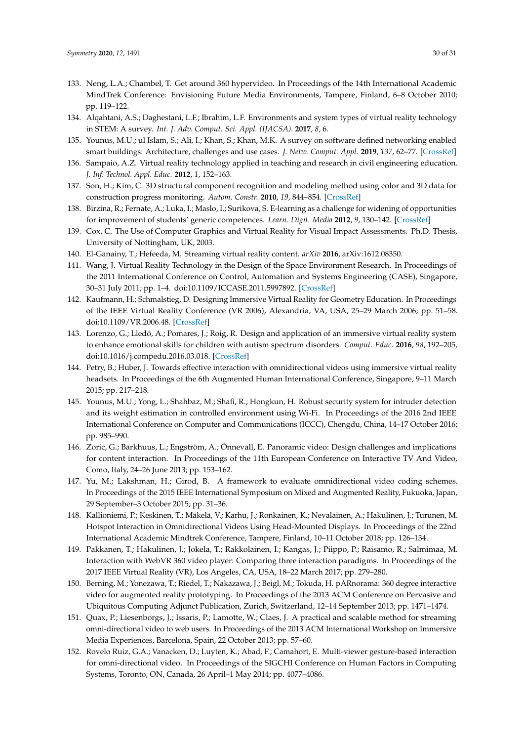133. Neng, L.A.; Chambel, T. Get around 360 hypervideo. In Proceedings of the 14th International Academic MindTrek Conference: Envisioning Future Media Environments, Tampere, Finland, 6–8 October 2010; pp. 119–122.
134. Alqahtani, A.S.; Daghestani, L.F.; Ibrahim, L.F. Environments and system types of virtual reality technology in STEM: A survey. *Int. J. Adv. Comput. Sci. Appl. (IJACSA).* **2017**, *8*, 6.
135. Younus, M.U.; ul Islam, S.; Ali, I.; Khan, S.; Khan, M.K. A survey on software defined networking enabled smart buildings: Architecture, challenges and use cases. *J. Netw. Comput. Appl.* **2019**, *137*, 62–77. [CrossRef]
136. Sampaio, A.Z. Virtual reality technology applied in teaching and research in civil engineering education. *J. Inf. Technol. Appl. Educ.* **2012**, *1*, 152–163.
137. Son, H.; Kim, C. 3D structural component recognition and modeling method using color and 3D data for construction progress monitoring. *Autom. Constr.* **2010**, *19*, 844–854. [CrossRef]
138. Birzina, R.; Fernate, A.; Luka, I.; Maslo, I.; Surikova, S. E-learning as a challenge for widening of opportunities for improvement of students' generic competences. *Learn. Digit. Media* **2012**, *9*, 130–142. [CrossRef]
139. Cox, C. The Use of Computer Graphics and Virtual Reality for Visual Impact Assessments. Ph.D. Thesis, University of Nottingham, UK, 2003.
140. El-Ganainy, T.; Hefeeda, M. Streaming virtual reality content. *arXiv* **2016**, arXiv:1612.08350.
141. Wang, J. Virtual Reality Technology in the Design of the Space Environment Research. In Proceedings of the 2011 International Conference on Control, Automation and Systems Engineering (CASE), Singapore, 30–31 July 2011; pp. 1–4. doi:10.1109/ICCASE.2011.5997892. [CrossRef]
142. Kaufmann, H.; Schmalstieg, D. Designing Immersive Virtual Reality for Geometry Education. In Proceedings of the IEEE Virtual Reality Conference (VR 2006), Alexandria, VA, USA, 25–29 March 2006; pp. 51–58. doi:10.1109/VR.2006.48. [CrossRef]
143. Lorenzo, G.; Lledó, A.; Pomares, J.; Roig, R. Design and application of an immersive virtual reality system to enhance emotional skills for children with autism spectrum disorders. *Comput. Educ.* **2016**, *98*, 192–205, doi:10.1016/j.compedu.2016.03.018. [CrossRef]
144. Petry, B.; Huber, J. Towards effective interaction with omnidirectional videos using immersive virtual reality headsets. In Proceedings of the 6th Augmented Human International Conference, Singapore, 9–11 March 2015; pp. 217–218.
145. Younus, M.U.; Yong, L.; Shahbaz, M.; Shafi, R.; Hongkun, H. Robust security system for intruder detection and its weight estimation in controlled environment using Wi-Fi. In Proceedings of the 2016 2nd IEEE International Conference on Computer and Communications (ICCC), Chengdu, China, 14–17 October 2016; pp. 985–990.
146. Zoric, G.; Barkhuus, L.; Engström, A.; Önnevall, E. Panoramic video: Design challenges and implications for content interaction. In Proceedings of the 11th European Conference on Interactive TV And Video, Como, Italy, 24–26 June 2013; pp. 153–162.
147. Yu, M.; Lakshman, H.; Girod, B. A framework to evaluate omnidirectional video coding schemes. In Proceedings of the 2015 IEEE International Symposium on Mixed and Augmented Reality, Fukuoka, Japan, 29 September–3 October 2015; pp. 31–36.
148. Kallioniemi, P.; Keskinen, T.; Mäkelä, V.; Karhu, J.; Ronkainen, K.; Nevalainen, A.; Hakulinen, J.; Turunen, M. Hotspot Interaction in Omnidirectional Videos Using Head-Mounted Displays. In Proceedings of the 22nd International Academic Mindtrek Conference, Tampere, Finland, 10–11 October 2018; pp. 126–134.
149. Pakkanen, T.; Hakulinen, J.; Jokela, T.; Rakkolainen, I.; Kangas, J.; Piippo, P.; Raisamo, R.; Salmimaa, M. Interaction with WebVR 360 video player: Comparing three interaction paradigms. In Proceedings of the 2017 IEEE Virtual Reality (VR), Los Angeles, CA, USA, 18–22 March 2017; pp. 279–280.
150. Berning, M.; Yonezawa, T.; Riedel, T.; Nakazawa, J.; Beigl, M.; Tokuda, H. pARnorama: 360 degree interactive video for augmented reality prototyping. In Proceedings of the 2013 ACM Conference on Pervasive and Ubiquitous Computing Adjunct Publication, Zurich, Switzerland, 12–14 September 2013; pp. 1471–1474.
151. Quax, P.; Liesenborgs, J.; Issaris, P.; Lamotte, W.; Claes, J. A practical and scalable method for streaming omni-directional video to web users. In Proceedings of the 2013 ACM International Workshop on Immersive Media Experiences, Barcelona, Spain, 22 October 2013; pp. 57–60.
152. Rovelo Ruiz, G.A.; Vanacken, D.; Luyten, K.; Abad, F.; Camahort, E. Multi-viewer gesture-based interaction for omni-directional video. In Proceedings of the SIGCHI Conference on Human Factors in Computing Systems, Toronto, ON, Canada, 26 April–1 May 2014; pp. 4077–4086.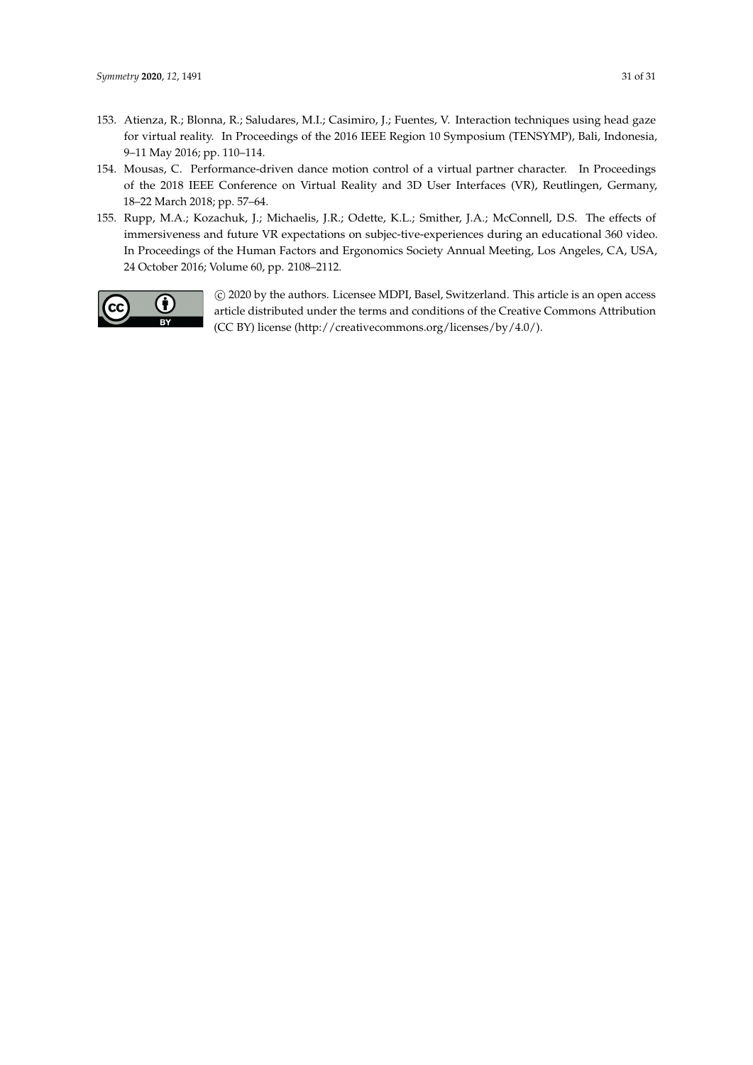153. Atienza, R.; Blonna, R.; Saludares, M.I.; Casimiro, J.; Fuentes, V. Interaction techniques using head gaze for virtual reality. In Proceedings of the 2016 IEEE Region 10 Symposium (TENSYMP), Bali, Indonesia, 9–11 May 2016; pp. 110–114.
154. Mousas, C. Performance-driven dance motion control of a virtual partner character. In Proceedings of the 2018 IEEE Conference on Virtual Reality and 3D User Interfaces (VR), Reutlingen, Germany, 18–22 March 2018; pp. 57–64.
155. Rupp, M.A.; Kozachuk, J.; Michaelis, J.R.; Odette, K.L.; Smither, J.A.; McConnell, D.S. The effects of immersiveness and future VR expectations on subjec-tive-experiences during an educational 360 video. In Proceedings of the Human Factors and Ergonomics Society Annual Meeting, Los Angeles, CA, USA, 24 October 2016; Volume 60, pp. 2108–2112.

© 2020 by the authors. Licensee MDPI, Basel, Switzerland. This article is an open access article distributed under the terms and conditions of the Creative Commons Attribution (CC BY) license (http://creativecommons.org/licenses/by/4.0/).